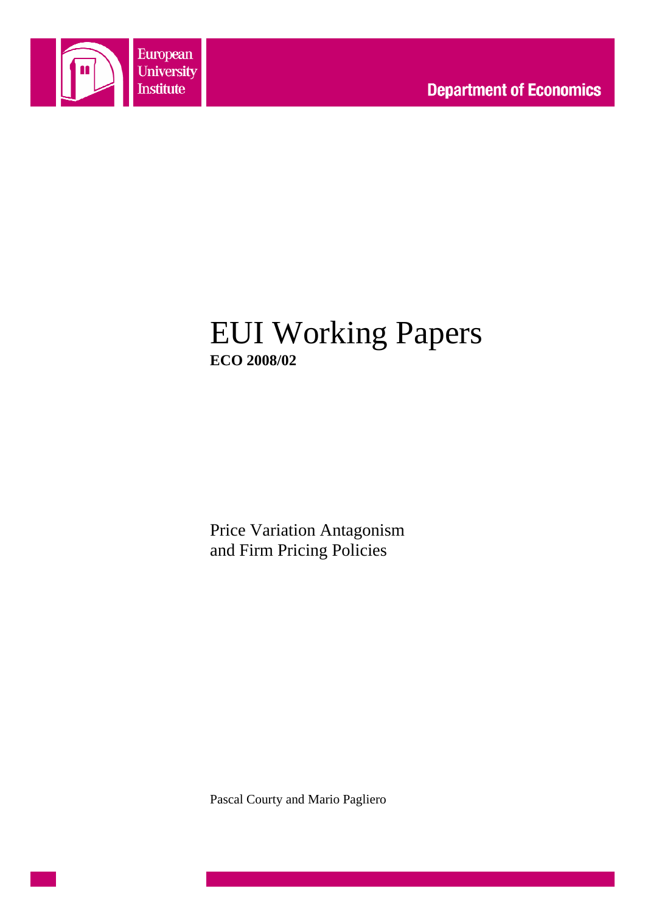European University Institute

Department of Economics

# EUI Working Papers

**ECO 2008/02**

Price Variation Antagonism and Firm Pricing Policies

Pascal Courty and Mario Pagliero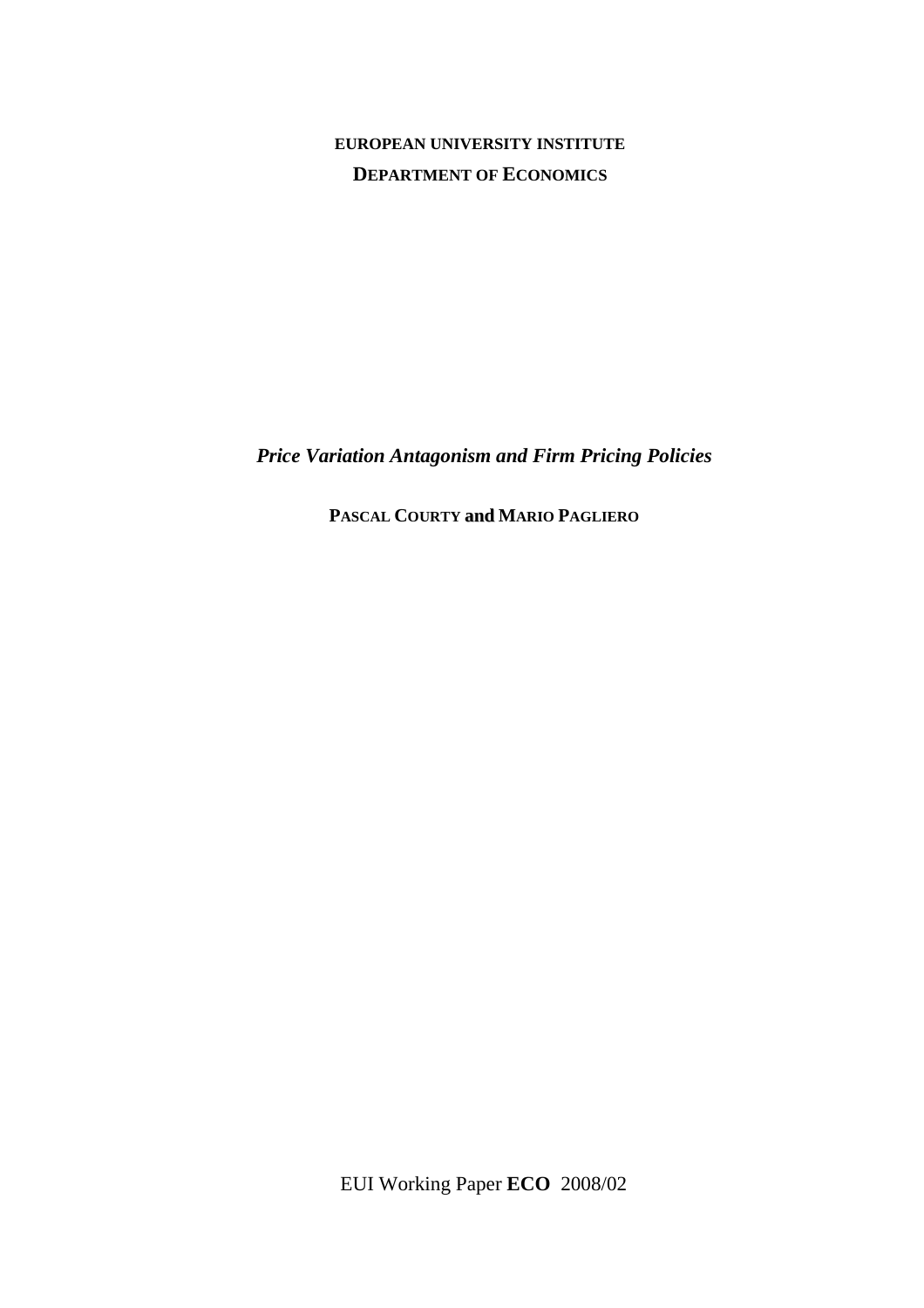**EUROPEAN UNIVERSITY INSTITUTE**

**DEPARTMENT OF ECONOMICS**

***Price Variation Antagonism and Firm Pricing Policies***

**PASCAL COURTY and MARIO PAGLIERO**

EUI Working Paper **ECO** 2008/02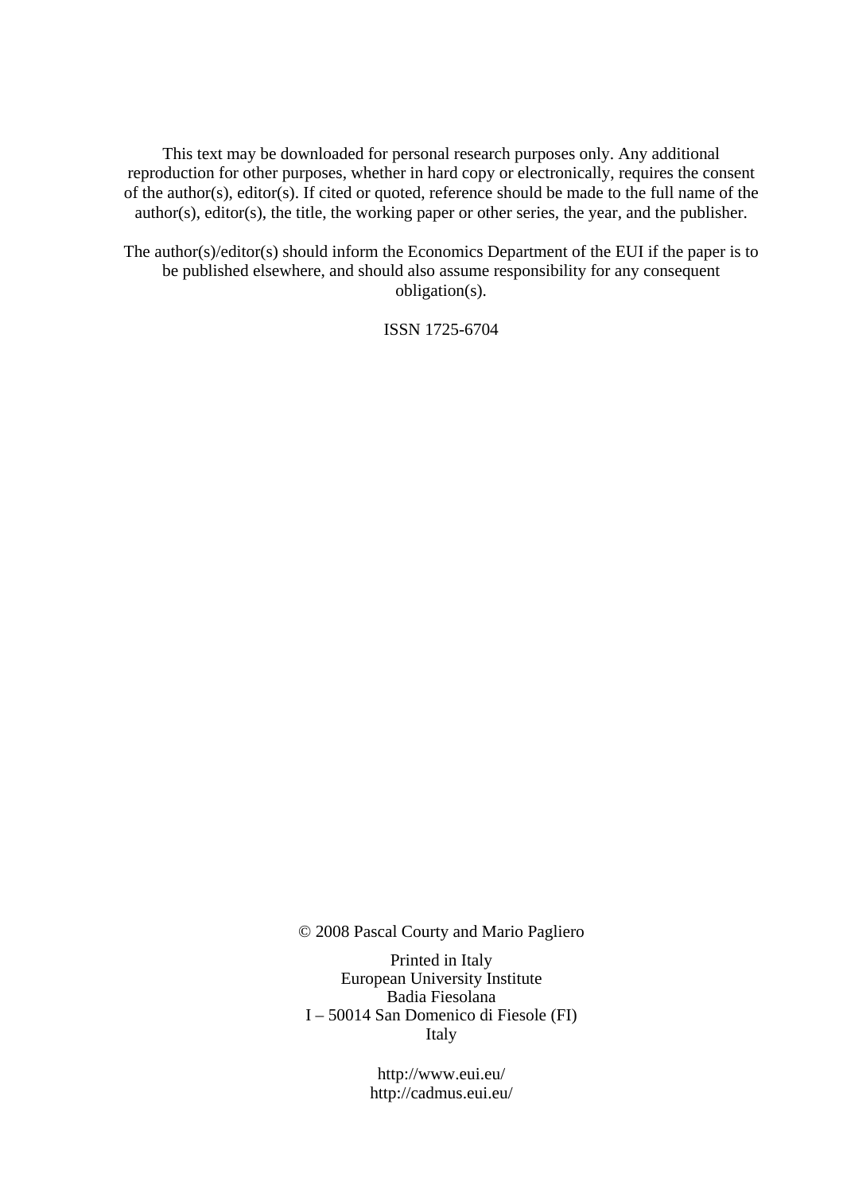This text may be downloaded for personal research purposes only. Any additional reproduction for other purposes, whether in hard copy or electronically, requires the consent of the author(s), editor(s). If cited or quoted, reference should be made to the full name of the author(s), editor(s), the title, the working paper or other series, the year, and the publisher.

The author(s)/editor(s) should inform the Economics Department of the EUI if the paper is to be published elsewhere, and should also assume responsibility for any consequent obligation(s).

ISSN 1725-6704

© 2008 Pascal Courty and Mario Pagliero

Printed in Italy
European University Institute
Badia Fiesolana
I – 50014 San Domenico di Fiesole (FI)
Italy

http://www.eui.eu/
http://cadmus.eui.eu/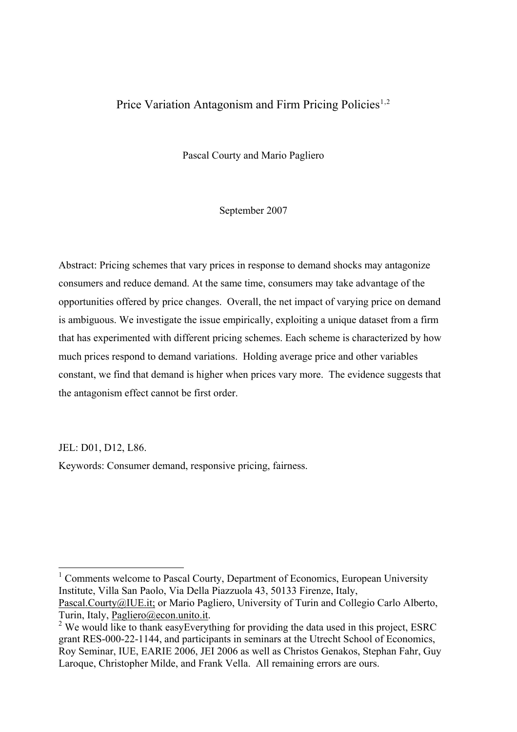# Price Variation Antagonism and Firm Pricing Policies[1,2]

Pascal Courty and Mario Pagliero

September 2007

Abstract: Pricing schemes that vary prices in response to demand shocks may antagonize consumers and reduce demand. At the same time, consumers may take advantage of the opportunities offered by price changes. Overall, the net impact of varying price on demand is ambiguous. We investigate the issue empirically, exploiting a unique dataset from a firm that has experimented with different pricing schemes. Each scheme is characterized by how much prices respond to demand variations. Holding average price and other variables constant, we find that demand is higher when prices vary more. The evidence suggests that the antagonism effect cannot be first order.

JEL: D01, D12, L86.

Keywords: Consumer demand, responsive pricing, fairness.

---

[1] Comments welcome to Pascal Courty, Department of Economics, European University Institute, Villa San Paolo, Via Della Piazzuola 43, 50133 Firenze, Italy, Pascal.Courty@IUE.it; or Mario Pagliero, University of Turin and Collegio Carlo Alberto, Turin, Italy, Pagliero@econ.unito.it.

[2] We would like to thank easyEverything for providing the data used in this project, ESRC grant RES-000-22-1144, and participants in seminars at the Utrecht School of Economics, Roy Seminar, IUE, EARIE 2006, JEI 2006 as well as Christos Genakos, Stephan Fahr, Guy Laroque, Christopher Milde, and Frank Vella. All remaining errors are ours.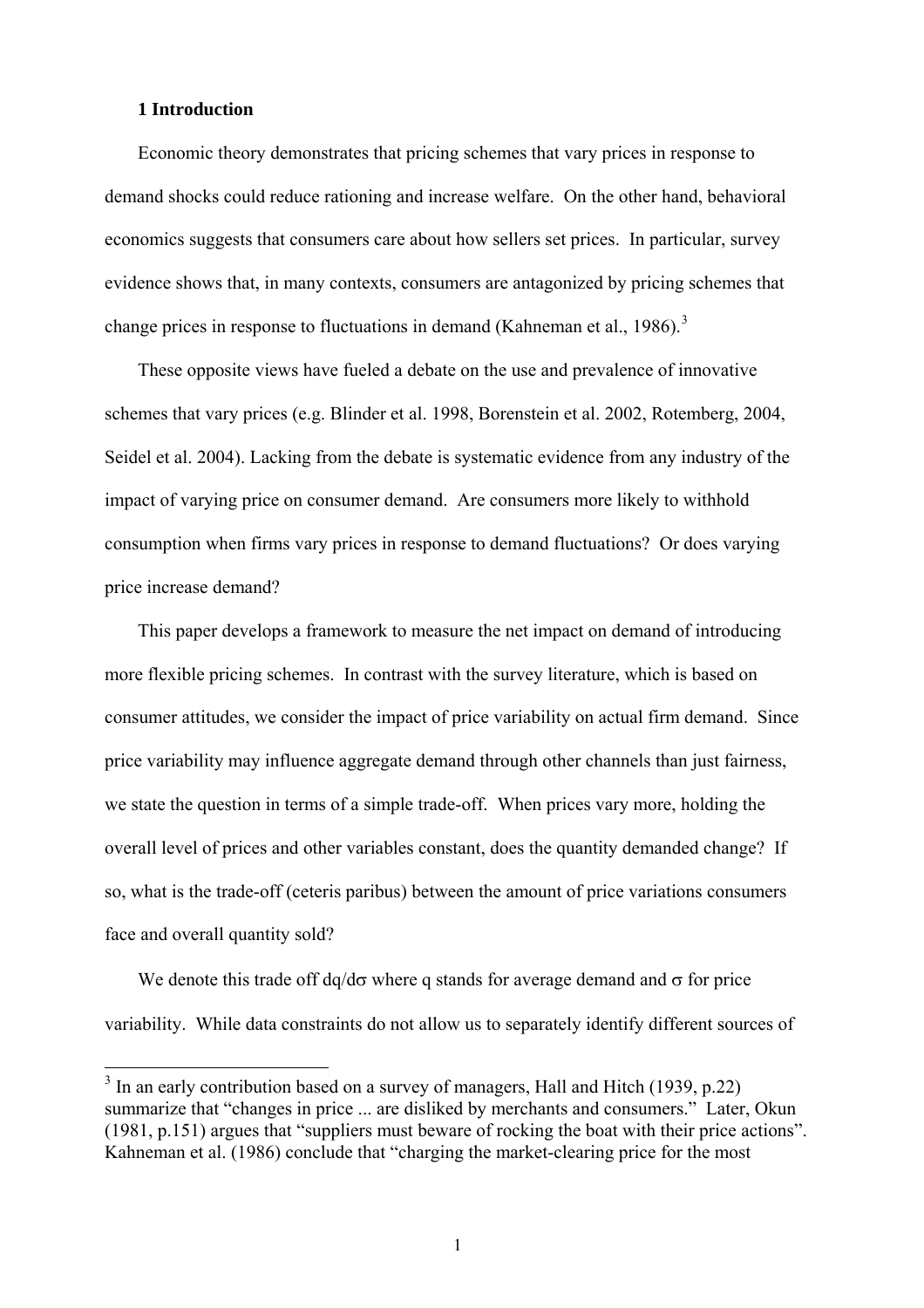## 1 Introduction

Economic theory demonstrates that pricing schemes that vary prices in response to demand shocks could reduce rationing and increase welfare. On the other hand, behavioral economics suggests that consumers care about how sellers set prices. In particular, survey evidence shows that, in many contexts, consumers are antagonized by pricing schemes that change prices in response to fluctuations in demand (Kahneman et al., 1986).[3]

These opposite views have fueled a debate on the use and prevalence of innovative schemes that vary prices (e.g. Blinder et al. 1998, Borenstein et al. 2002, Rotemberg, 2004, Seidel et al. 2004). Lacking from the debate is systematic evidence from any industry of the impact of varying price on consumer demand. Are consumers more likely to withhold consumption when firms vary prices in response to demand fluctuations? Or does varying price increase demand?

This paper develops a framework to measure the net impact on demand of introducing more flexible pricing schemes. In contrast with the survey literature, which is based on consumer attitudes, we consider the impact of price variability on actual firm demand. Since price variability may influence aggregate demand through other channels than just fairness, we state the question in terms of a simple trade-off. When prices vary more, holding the overall level of prices and other variables constant, does the quantity demanded change? If so, what is the trade-off (ceteris paribus) between the amount of price variations consumers face and overall quantity sold?

We denote this trade off $dq/d\sigma$ where q stands for average demand and $\sigma$ for price variability. While data constraints do not allow us to separately identify different sources of

[3] In an early contribution based on a survey of managers, Hall and Hitch (1939, p.22) summarize that "changes in price ... are disliked by merchants and consumers." Later, Okun (1981, p.151) argues that "suppliers must beware of rocking the boat with their price actions". Kahneman et al. (1986) conclude that "charging the market-clearing price for the most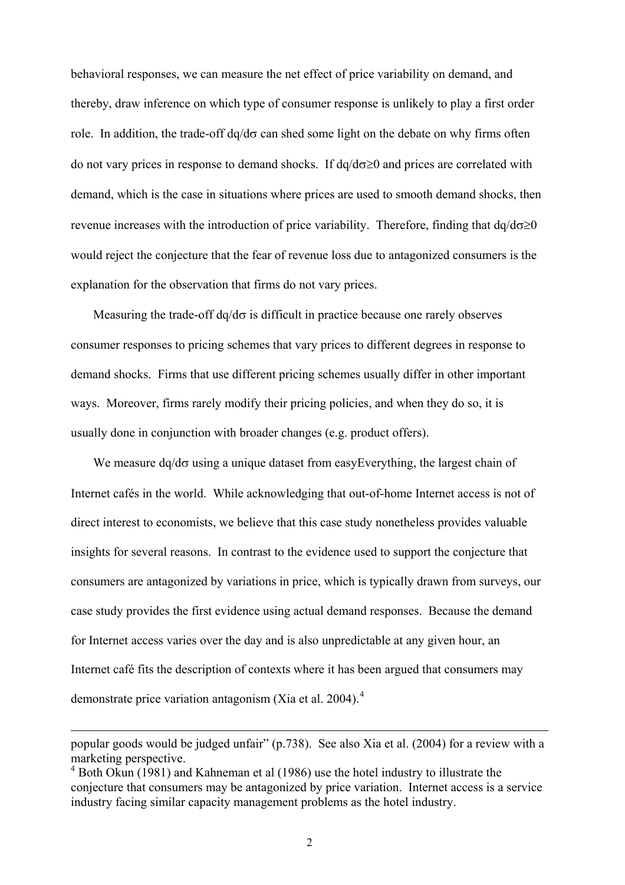behavioral responses, we can measure the net effect of price variability on demand, and thereby, draw inference on which type of consumer response is unlikely to play a first order role. In addition, the trade-off $dq/d\sigma$ can shed some light on the debate on why firms often do not vary prices in response to demand shocks. If $dq/d\sigma \geq 0$ and prices are correlated with demand, which is the case in situations where prices are used to smooth demand shocks, then revenue increases with the introduction of price variability. Therefore, finding that $dq/d\sigma \geq 0$ would reject the conjecture that the fear of revenue loss due to antagonized consumers is the explanation for the observation that firms do not vary prices.

Measuring the trade-off $dq/d\sigma$ is difficult in practice because one rarely observes consumer responses to pricing schemes that vary prices to different degrees in response to demand shocks. Firms that use different pricing schemes usually differ in other important ways. Moreover, firms rarely modify their pricing policies, and when they do so, it is usually done in conjunction with broader changes (e.g. product offers).

We measure $dq/d\sigma$ using a unique dataset from easyEverything, the largest chain of Internet cafés in the world. While acknowledging that out-of-home Internet access is not of direct interest to economists, we believe that this case study nonetheless provides valuable insights for several reasons. In contrast to the evidence used to support the conjecture that consumers are antagonized by variations in price, which is typically drawn from surveys, our case study provides the first evidence using actual demand responses. Because the demand for Internet access varies over the day and is also unpredictable at any given hour, an Internet café fits the description of contexts where it has been argued that consumers may demonstrate price variation antagonism (Xia et al. 2004).[4]

---

popular goods would be judged unfair" (p.738). See also Xia et al. (2004) for a review with a marketing perspective.

[4] Both Okun (1981) and Kahneman et al (1986) use the hotel industry to illustrate the conjecture that consumers may be antagonized by price variation. Internet access is a service industry facing similar capacity management problems as the hotel industry.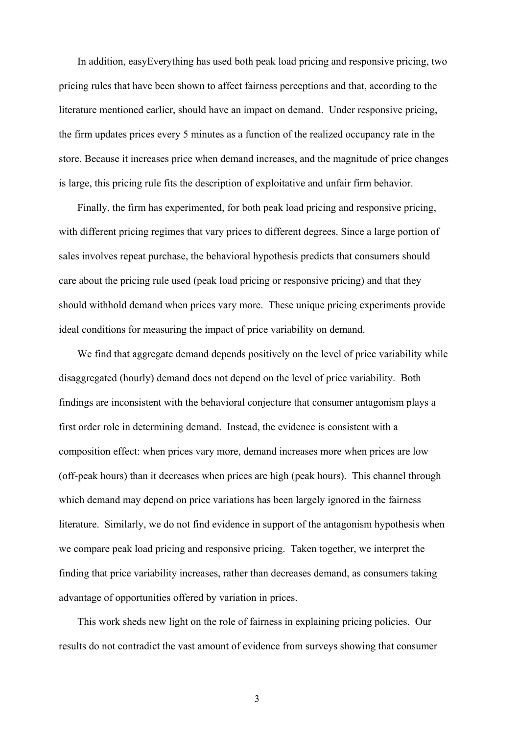In addition, easyEverything has used both peak load pricing and responsive pricing, two pricing rules that have been shown to affect fairness perceptions and that, according to the literature mentioned earlier, should have an impact on demand. Under responsive pricing, the firm updates prices every 5 minutes as a function of the realized occupancy rate in the store. Because it increases price when demand increases, and the magnitude of price changes is large, this pricing rule fits the description of exploitative and unfair firm behavior.

Finally, the firm has experimented, for both peak load pricing and responsive pricing, with different pricing regimes that vary prices to different degrees. Since a large portion of sales involves repeat purchase, the behavioral hypothesis predicts that consumers should care about the pricing rule used (peak load pricing or responsive pricing) and that they should withhold demand when prices vary more. These unique pricing experiments provide ideal conditions for measuring the impact of price variability on demand.

We find that aggregate demand depends positively on the level of price variability while disaggregated (hourly) demand does not depend on the level of price variability. Both findings are inconsistent with the behavioral conjecture that consumer antagonism plays a first order role in determining demand. Instead, the evidence is consistent with a composition effect: when prices vary more, demand increases more when prices are low (off-peak hours) than it decreases when prices are high (peak hours). This channel through which demand may depend on price variations has been largely ignored in the fairness literature. Similarly, we do not find evidence in support of the antagonism hypothesis when we compare peak load pricing and responsive pricing. Taken together, we interpret the finding that price variability increases, rather than decreases demand, as consumers taking advantage of opportunities offered by variation in prices.

This work sheds new light on the role of fairness in explaining pricing policies. Our results do not contradict the vast amount of evidence from surveys showing that consumer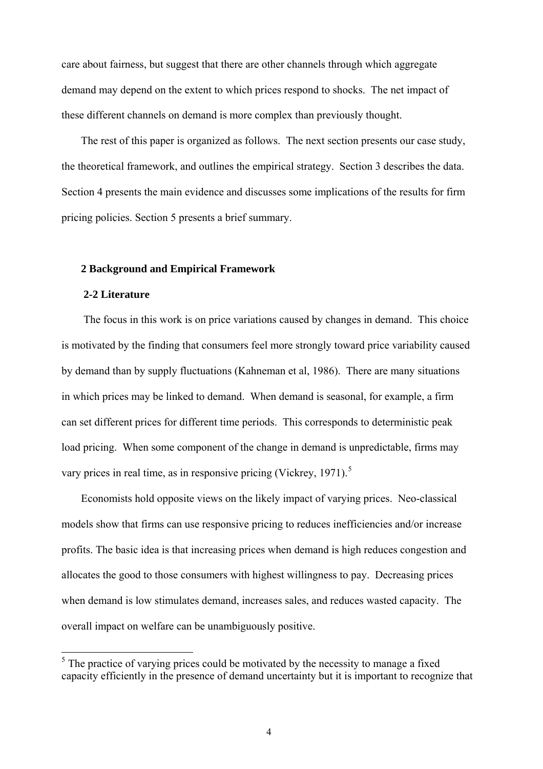care about fairness, but suggest that there are other channels through which aggregate demand may depend on the extent to which prices respond to shocks. The net impact of these different channels on demand is more complex than previously thought.

The rest of this paper is organized as follows. The next section presents our case study, the theoretical framework, and outlines the empirical strategy. Section 3 describes the data. Section 4 presents the main evidence and discusses some implications of the results for firm pricing policies. Section 5 presents a brief summary.

## 2 Background and Empirical Framework

### 2-2 Literature

The focus in this work is on price variations caused by changes in demand. This choice is motivated by the finding that consumers feel more strongly toward price variability caused by demand than by supply fluctuations (Kahneman et al, 1986). There are many situations in which prices may be linked to demand. When demand is seasonal, for example, a firm can set different prices for different time periods. This corresponds to deterministic peak load pricing. When some component of the change in demand is unpredictable, firms may vary prices in real time, as in responsive pricing (Vickrey, 1971).[5]

Economists hold opposite views on the likely impact of varying prices. Neo-classical models show that firms can use responsive pricing to reduces inefficiencies and/or increase profits. The basic idea is that increasing prices when demand is high reduces congestion and allocates the good to those consumers with highest willingness to pay. Decreasing prices when demand is low stimulates demand, increases sales, and reduces wasted capacity. The overall impact on welfare can be unambiguously positive.

[5] The practice of varying prices could be motivated by the necessity to manage a fixed capacity efficiently in the presence of demand uncertainty but it is important to recognize that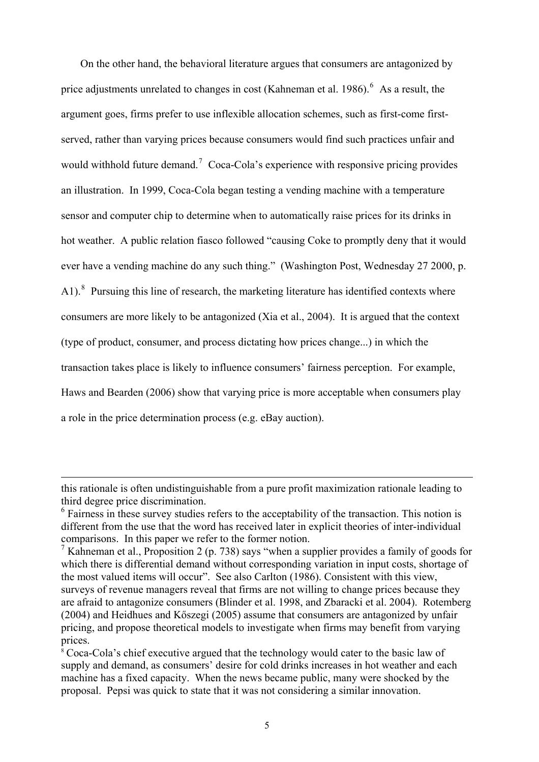On the other hand, the behavioral literature argues that consumers are antagonized by price adjustments unrelated to changes in cost (Kahneman et al. 1986).[6] As a result, the argument goes, firms prefer to use inflexible allocation schemes, such as first-come first-served, rather than varying prices because consumers would find such practices unfair and would withhold future demand.[7] Coca-Cola's experience with responsive pricing provides an illustration. In 1999, Coca-Cola began testing a vending machine with a temperature sensor and computer chip to determine when to automatically raise prices for its drinks in hot weather. A public relation fiasco followed "causing Coke to promptly deny that it would ever have a vending machine do any such thing." (Washington Post, Wednesday 27 2000, p. A1).[8] Pursuing this line of research, the marketing literature has identified contexts where consumers are more likely to be antagonized (Xia et al., 2004). It is argued that the context (type of product, consumer, and process dictating how prices change...) in which the transaction takes place is likely to influence consumers' fairness perception. For example, Haws and Bearden (2006) show that varying price is more acceptable when consumers play a role in the price determination process (e.g. eBay auction).

---

this rationale is often undistinguishable from a pure profit maximization rationale leading to third degree price discrimination.

[6] Fairness in these survey studies refers to the acceptability of the transaction. This notion is different from the use that the word has received later in explicit theories of inter-individual comparisons. In this paper we refer to the former notion.

[7] Kahneman et al., Proposition 2 (p. 738) says "when a supplier provides a family of goods for which there is differential demand without corresponding variation in input costs, shortage of the most valued items will occur". See also Carlton (1986). Consistent with this view, surveys of revenue managers reveal that firms are not willing to change prices because they are afraid to antagonize consumers (Blinder et al. 1998, and Zbaracki et al. 2004). Rotemberg (2004) and Heidhues and Kőszegi (2005) assume that consumers are antagonized by unfair pricing, and propose theoretical models to investigate when firms may benefit from varying prices.

[8] Coca-Cola's chief executive argued that the technology would cater to the basic law of supply and demand, as consumers' desire for cold drinks increases in hot weather and each machine has a fixed capacity. When the news became public, many were shocked by the proposal. Pepsi was quick to state that it was not considering a similar innovation.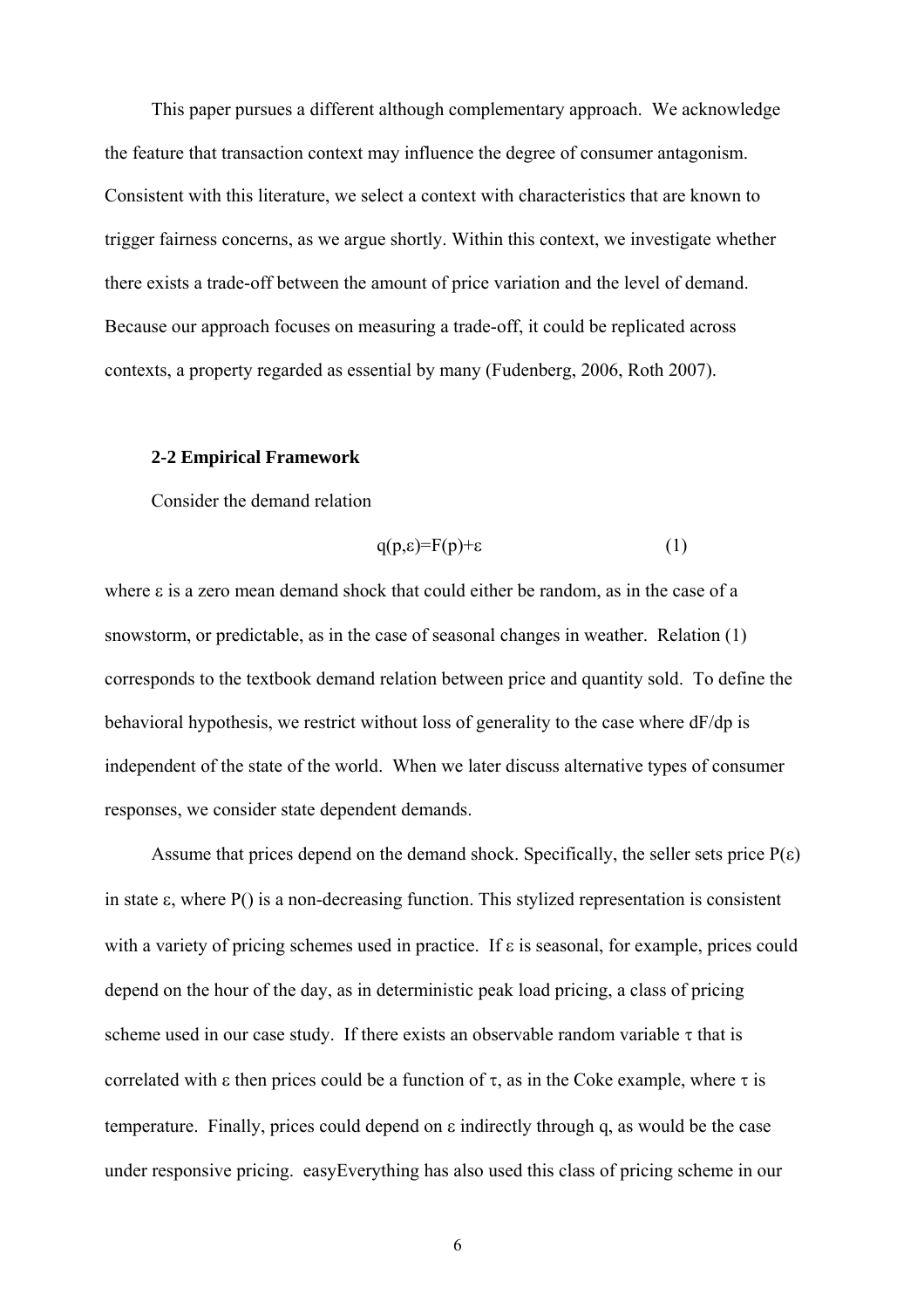This paper pursues a different although complementary approach. We acknowledge the feature that transaction context may influence the degree of consumer antagonism. Consistent with this literature, we select a context with characteristics that are known to trigger fairness concerns, as we argue shortly. Within this context, we investigate whether there exists a trade-off between the amount of price variation and the level of demand. Because our approach focuses on measuring a trade-off, it could be replicated across contexts, a property regarded as essential by many (Fudenberg, 2006, Roth 2007).

### 2-2 Empirical Framework

Consider the demand relation

$$q(p,\varepsilon)=F(p)+\varepsilon \qquad (1)$$

where $\varepsilon$ is a zero mean demand shock that could either be random, as in the case of a snowstorm, or predictable, as in the case of seasonal changes in weather. Relation (1) corresponds to the textbook demand relation between price and quantity sold. To define the behavioral hypothesis, we restrict without loss of generality to the case where $dF/dp$ is independent of the state of the world. When we later discuss alternative types of consumer responses, we consider state dependent demands.

Assume that prices depend on the demand shock. Specifically, the seller sets price $P(\varepsilon)$ in state $\varepsilon$, where $P()$ is a non-decreasing function. This stylized representation is consistent with a variety of pricing schemes used in practice. If $\varepsilon$ is seasonal, for example, prices could depend on the hour of the day, as in deterministic peak load pricing, a class of pricing scheme used in our case study. If there exists an observable random variable $\tau$ that is correlated with $\varepsilon$ then prices could be a function of $\tau$, as in the Coke example, where $\tau$ is temperature. Finally, prices could depend on $\varepsilon$ indirectly through q, as would be the case under responsive pricing. easyEverything has also used this class of pricing scheme in our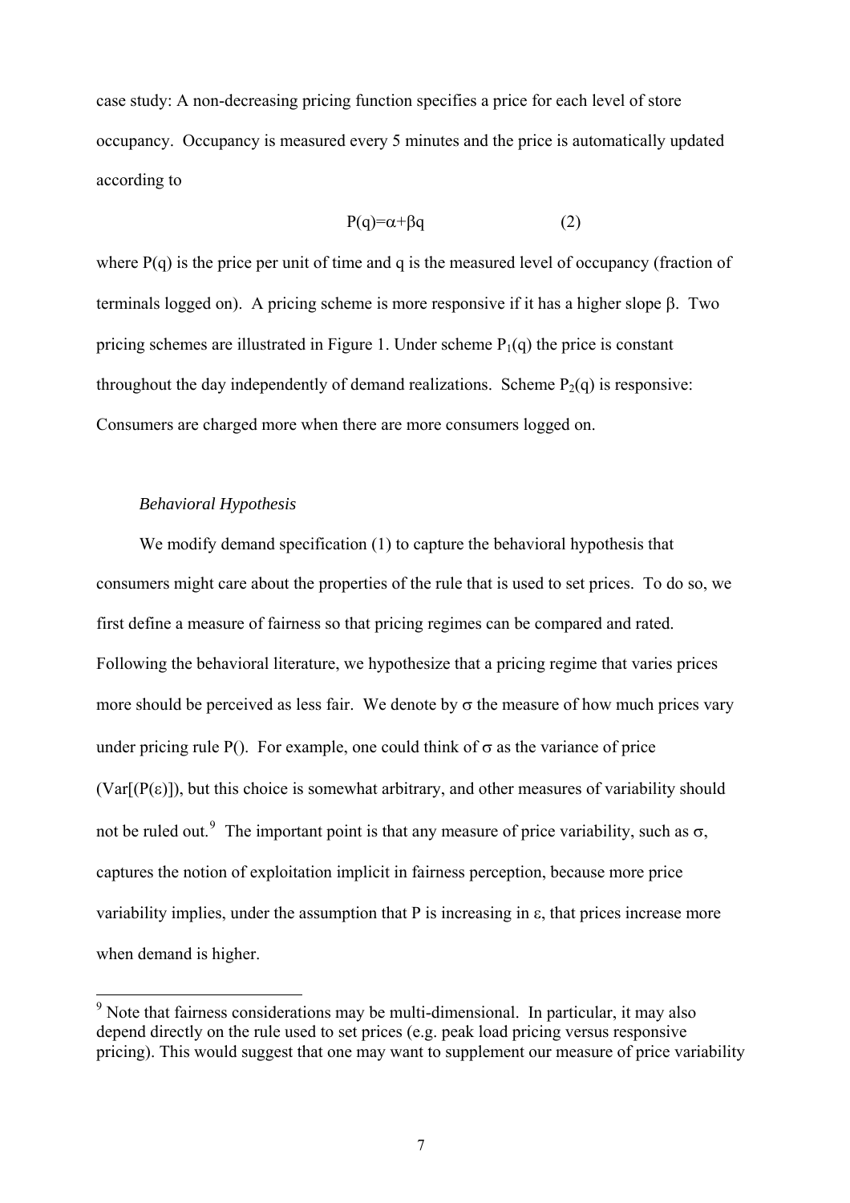case study: A non-decreasing pricing function specifies a price for each level of store occupancy. Occupancy is measured every 5 minutes and the price is automatically updated according to

$$P(q)=\alpha+\beta q \qquad (2)$$

where $P(q)$ is the price per unit of time and $q$ is the measured level of occupancy (fraction of terminals logged on). A pricing scheme is more responsive if it has a higher slope $\beta$. Two pricing schemes are illustrated in Figure 1. Under scheme $P_1(q)$ the price is constant throughout the day independently of demand realizations. Scheme $P_2(q)$ is responsive: Consumers are charged more when there are more consumers logged on.

*Behavioral Hypothesis*

We modify demand specification (1) to capture the behavioral hypothesis that consumers might care about the properties of the rule that is used to set prices. To do so, we first define a measure of fairness so that pricing regimes can be compared and rated. Following the behavioral literature, we hypothesize that a pricing regime that varies prices more should be perceived as less fair. We denote by $\sigma$ the measure of how much prices vary under pricing rule P(). For example, one could think of $\sigma$ as the variance of price ($Var[(P(\varepsilon)]$), but this choice is somewhat arbitrary, and other measures of variability should not be ruled out.[9] The important point is that any measure of price variability, such as $\sigma$, captures the notion of exploitation implicit in fairness perception, because more price variability implies, under the assumption that P is increasing in $\varepsilon$, that prices increase more when demand is higher.

[9] Note that fairness considerations may be multi-dimensional. In particular, it may also depend directly on the rule used to set prices (e.g. peak load pricing versus responsive pricing). This would suggest that one may want to supplement our measure of price variability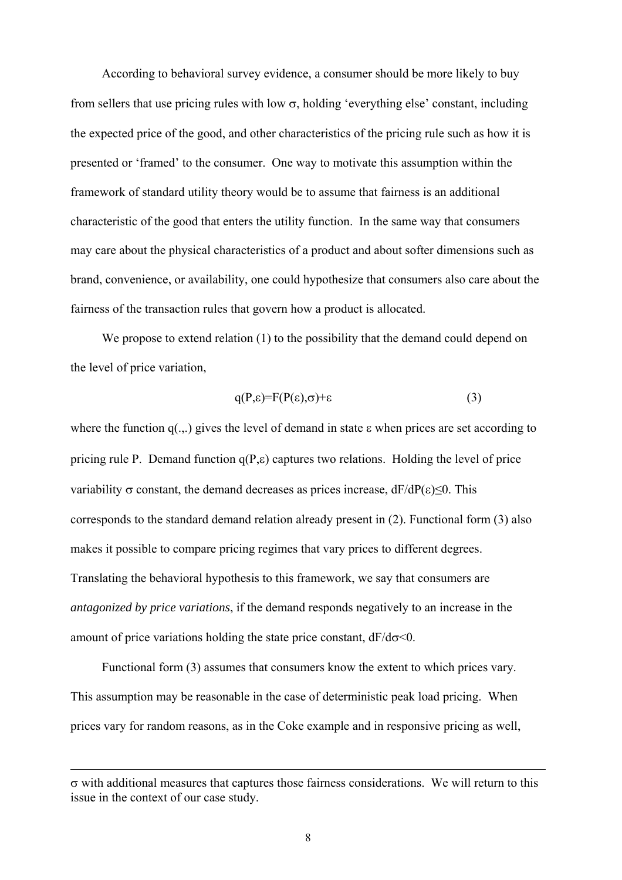According to behavioral survey evidence, a consumer should be more likely to buy from sellers that use pricing rules with low $\sigma$, holding 'everything else' constant, including the expected price of the good, and other characteristics of the pricing rule such as how it is presented or 'framed' to the consumer. One way to motivate this assumption within the framework of standard utility theory would be to assume that fairness is an additional characteristic of the good that enters the utility function. In the same way that consumers may care about the physical characteristics of a product and about softer dimensions such as brand, convenience, or availability, one could hypothesize that consumers also care about the fairness of the transaction rules that govern how a product is allocated.

We propose to extend relation (1) to the possibility that the demand could depend on the level of price variation,

$$q(P,\varepsilon)=F(P(\varepsilon),\sigma)+\varepsilon \qquad (3)$$

where the function $q(.,.)$ gives the level of demand in state $\varepsilon$ when prices are set according to pricing rule P. Demand function $q(P,\varepsilon)$ captures two relations. Holding the level of price variability $\sigma$ constant, the demand decreases as prices increase, $dF/dP(\varepsilon)\leq 0$. This corresponds to the standard demand relation already present in (2). Functional form (3) also makes it possible to compare pricing regimes that vary prices to different degrees. Translating the behavioral hypothesis to this framework, we say that consumers are *antagonized by price variations*, if the demand responds negatively to an increase in the amount of price variations holding the state price constant, $dF/d\sigma<0$.

Functional form (3) assumes that consumers know the extent to which prices vary. This assumption may be reasonable in the case of deterministic peak load pricing. When prices vary for random reasons, as in the Coke example and in responsive pricing as well,

---

$\sigma$ with additional measures that captures those fairness considerations. We will return to this issue in the context of our case study.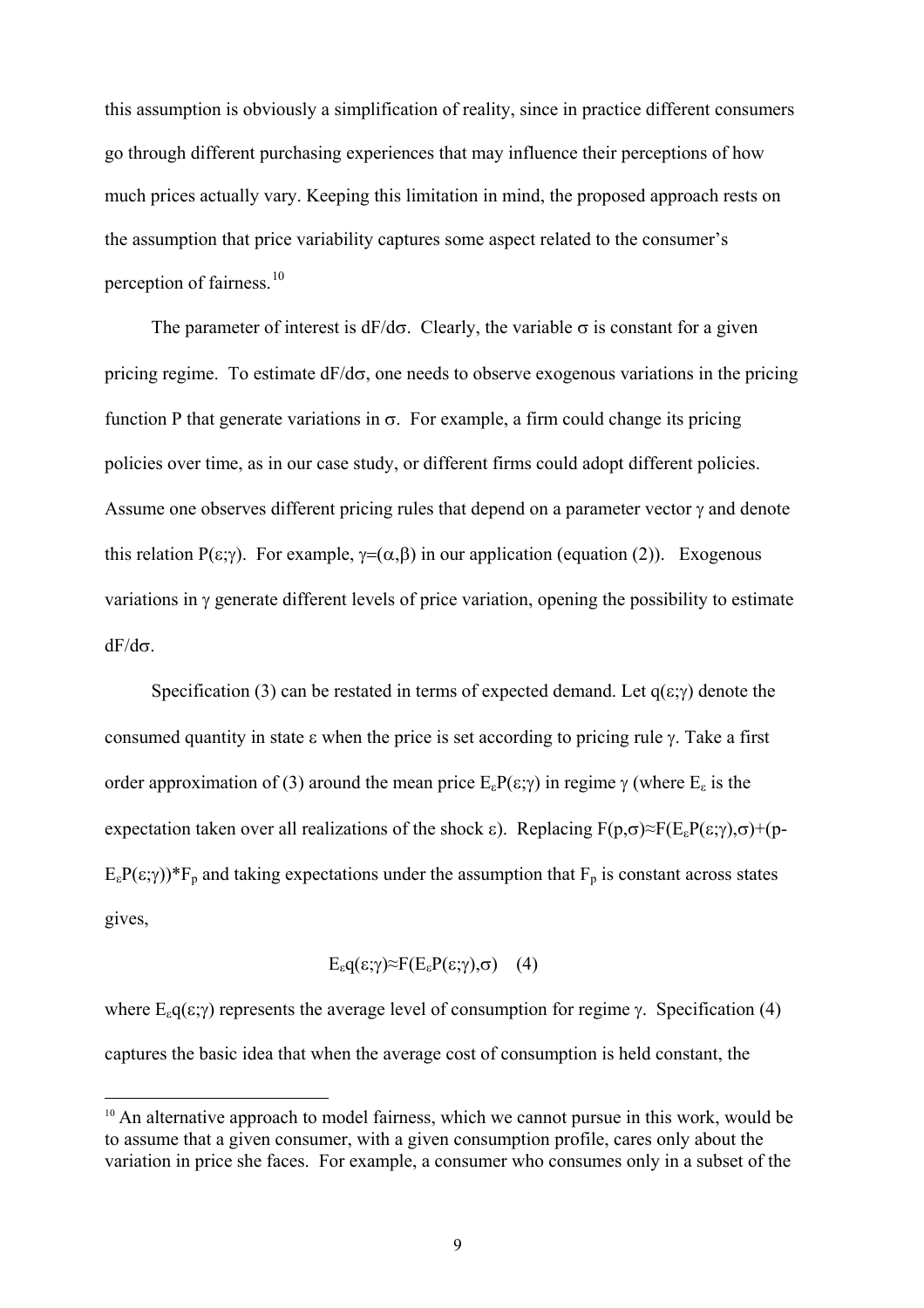this assumption is obviously a simplification of reality, since in practice different consumers go through different purchasing experiences that may influence their perceptions of how much prices actually vary. Keeping this limitation in mind, the proposed approach rests on the assumption that price variability captures some aspect related to the consumer's perception of fairness.[10]

The parameter of interest is $dF/d\sigma$. Clearly, the variable $\sigma$ is constant for a given pricing regime. To estimate $dF/d\sigma$, one needs to observe exogenous variations in the pricing function P that generate variations in $\sigma$. For example, a firm could change its pricing policies over time, as in our case study, or different firms could adopt different policies. Assume one observes different pricing rules that depend on a parameter vector $\gamma$ and denote this relation $P(\varepsilon;\gamma)$. For example, $\gamma=(\alpha,\beta)$ in our application (equation (2)). Exogenous variations in $\gamma$ generate different levels of price variation, opening the possibility to estimate $dF/d\sigma$.

Specification (3) can be restated in terms of expected demand. Let $q(\varepsilon;\gamma)$ denote the consumed quantity in state $\varepsilon$ when the price is set according to pricing rule $\gamma$. Take a first order approximation of (3) around the mean price $E_\varepsilon P(\varepsilon;\gamma)$ in regime $\gamma$ (where $E_\varepsilon$ is the expectation taken over all realizations of the shock $\varepsilon$). Replacing $F(p,\sigma)\approx F(E_\varepsilon P(\varepsilon;\gamma),\sigma)+(p-E_\varepsilon P(\varepsilon;\gamma))*F_p$ and taking expectations under the assumption that $F_p$ is constant across states gives,

$$E_\varepsilon q(\varepsilon;\gamma)\approx F(E_\varepsilon P(\varepsilon;\gamma),\sigma) \quad (4)$$

where $E_\varepsilon q(\varepsilon;\gamma)$ represents the average level of consumption for regime $\gamma$. Specification (4) captures the basic idea that when the average cost of consumption is held constant, the

[10] An alternative approach to model fairness, which we cannot pursue in this work, would be to assume that a given consumer, with a given consumption profile, cares only about the variation in price she faces. For example, a consumer who consumes only in a subset of the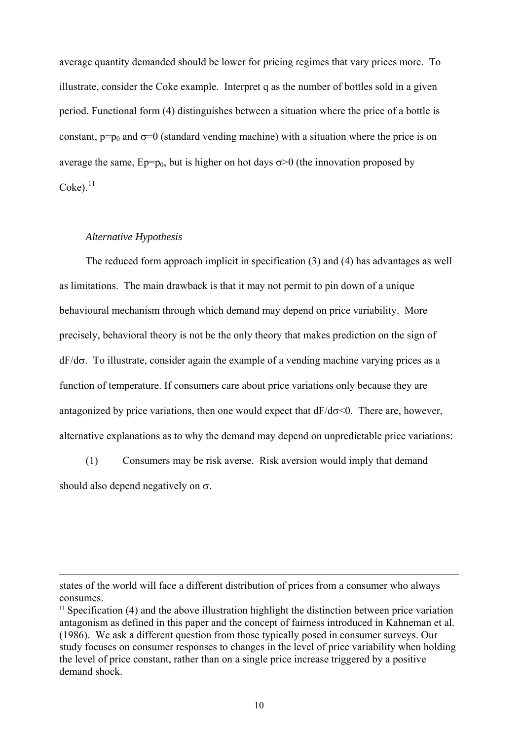average quantity demanded should be lower for pricing regimes that vary prices more. To illustrate, consider the Coke example. Interpret q as the number of bottles sold in a given period. Functional form (4) distinguishes between a situation where the price of a bottle is constant, $p=p_0$ and $\sigma=0$ (standard vending machine) with a situation where the price is on average the same, $Ep=p_0$, but is higher on hot days $\sigma>0$ (the innovation proposed by Coke).[11]

*Alternative Hypothesis*

The reduced form approach implicit in specification (3) and (4) has advantages as well as limitations. The main drawback is that it may not permit to pin down of a unique behavioural mechanism through which demand may depend on price variability. More precisely, behavioral theory is not be the only theory that makes prediction on the sign of $dF/d\sigma$. To illustrate, consider again the example of a vending machine varying prices as a function of temperature. If consumers care about price variations only because they are antagonized by price variations, then one would expect that $dF/d\sigma<0$. There are, however, alternative explanations as to why the demand may depend on unpredictable price variations:

(1) Consumers may be risk averse. Risk aversion would imply that demand should also depend negatively on $\sigma$.

---

states of the world will face a different distribution of prices from a consumer who always consumes.

[11] Specification (4) and the above illustration highlight the distinction between price variation antagonism as defined in this paper and the concept of fairness introduced in Kahneman et al. (1986). We ask a different question from those typically posed in consumer surveys. Our study focuses on consumer responses to changes in the level of price variability when holding the level of price constant, rather than on a single price increase triggered by a positive demand shock.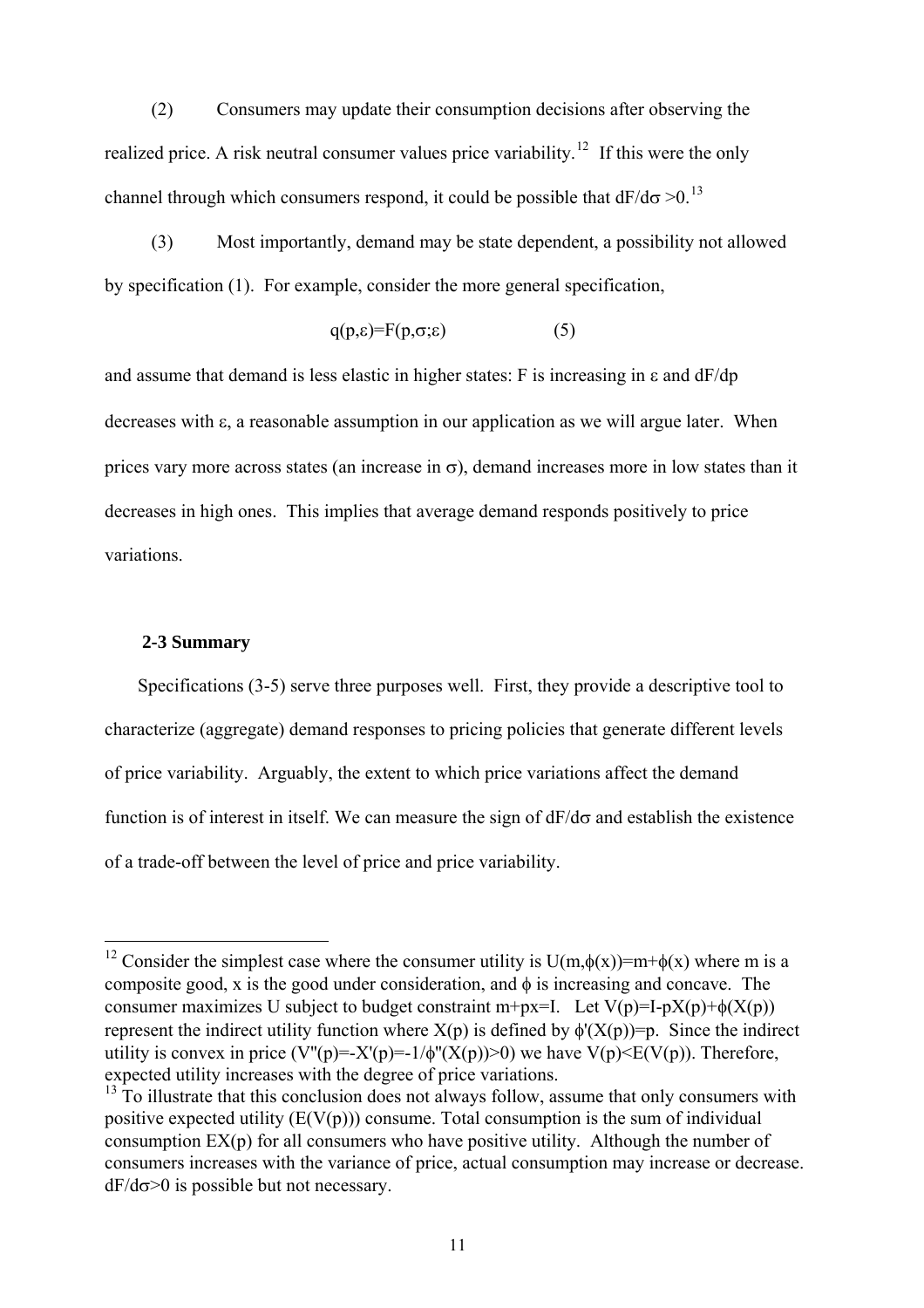(2) Consumers may update their consumption decisions after observing the realized price. A risk neutral consumer values price variability.[12] If this were the only channel through which consumers respond, it could be possible that $dF/d\sigma > 0$.[13]

(3) Most importantly, demand may be state dependent, a possibility not allowed by specification (1). For example, consider the more general specification,

$$q(p,\varepsilon)=F(p,\sigma;\varepsilon) \qquad (5)$$

and assume that demand is less elastic in higher states: F is increasing in $\varepsilon$ and $dF/dp$ decreases with $\varepsilon$, a reasonable assumption in our application as we will argue later. When prices vary more across states (an increase in $\sigma$), demand increases more in low states than it decreases in high ones. This implies that average demand responds positively to price variations.

### 2-3 Summary

Specifications (3-5) serve three purposes well. First, they provide a descriptive tool to characterize (aggregate) demand responses to pricing policies that generate different levels of price variability. Arguably, the extent to which price variations affect the demand function is of interest in itself. We can measure the sign of $dF/d\sigma$ and establish the existence of a trade-off between the level of price and price variability.

---

[12] Consider the simplest case where the consumer utility is $U(m,\phi(x))=m+\phi(x)$ where m is a composite good, x is the good under consideration, and $\phi$ is increasing and concave. The consumer maximizes U subject to budget constraint $m+px=I$. Let $V(p)=I-pX(p)+\phi(X(p))$ represent the indirect utility function where $X(p)$ is defined by $\phi'(X(p))=p$. Since the indirect utility is convex in price ($V''(p)=-X'(p)=-1/\phi''(X(p))>0$) we have $V(p)<E(V(p))$. Therefore, expected utility increases with the degree of price variations.

[13] To illustrate that this conclusion does not always follow, assume that only consumers with positive expected utility ($E(V(p))$) consume. Total consumption is the sum of individual consumption $EX(p)$ for all consumers who have positive utility. Although the number of consumers increases with the variance of price, actual consumption may increase or decrease. $dF/d\sigma>0$ is possible but not necessary.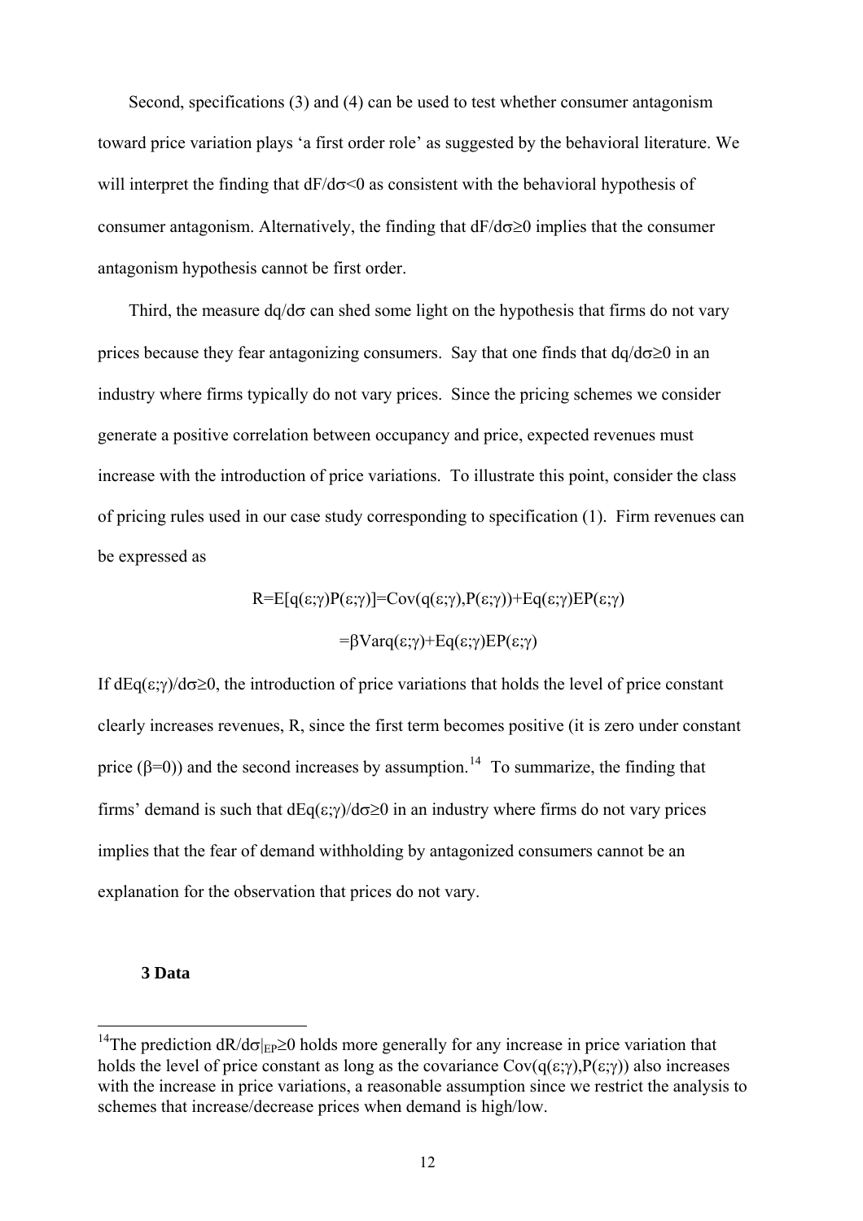Second, specifications (3) and (4) can be used to test whether consumer antagonism toward price variation plays 'a first order role' as suggested by the behavioral literature. We will interpret the finding that $dF/d\sigma<0$ as consistent with the behavioral hypothesis of consumer antagonism. Alternatively, the finding that $dF/d\sigma\geq0$ implies that the consumer antagonism hypothesis cannot be first order.

Third, the measure $dq/d\sigma$ can shed some light on the hypothesis that firms do not vary prices because they fear antagonizing consumers. Say that one finds that $dq/d\sigma\geq0$ in an industry where firms typically do not vary prices. Since the pricing schemes we consider generate a positive correlation between occupancy and price, expected revenues must increase with the introduction of price variations. To illustrate this point, consider the class of pricing rules used in our case study corresponding to specification (1). Firm revenues can be expressed as

$$R=E[q(\varepsilon;\gamma)P(\varepsilon;\gamma)]=Cov(q(\varepsilon;\gamma),P(\varepsilon;\gamma))+Eq(\varepsilon;\gamma)EP(\varepsilon;\gamma)$$

$$=\beta Varq(\varepsilon;\gamma)+Eq(\varepsilon;\gamma)EP(\varepsilon;\gamma)$$

If $dEq(\varepsilon;\gamma)/d\sigma\geq0$, the introduction of price variations that holds the level of price constant clearly increases revenues, R, since the first term becomes positive (it is zero under constant price ($\beta=0$)) and the second increases by assumption.[14] To summarize, the finding that firms' demand is such that $dEq(\varepsilon;\gamma)/d\sigma\geq0$ in an industry where firms do not vary prices implies that the fear of demand withholding by antagonized consumers cannot be an explanation for the observation that prices do not vary.

## 3 Data

[14]The prediction $dR/d\sigma|_{EP}\geq0$ holds more generally for any increase in price variation that holds the level of price constant as long as the covariance $Cov(q(\varepsilon;\gamma),P(\varepsilon;\gamma))$ also increases with the increase in price variations, a reasonable assumption since we restrict the analysis to schemes that increase/decrease prices when demand is high/low.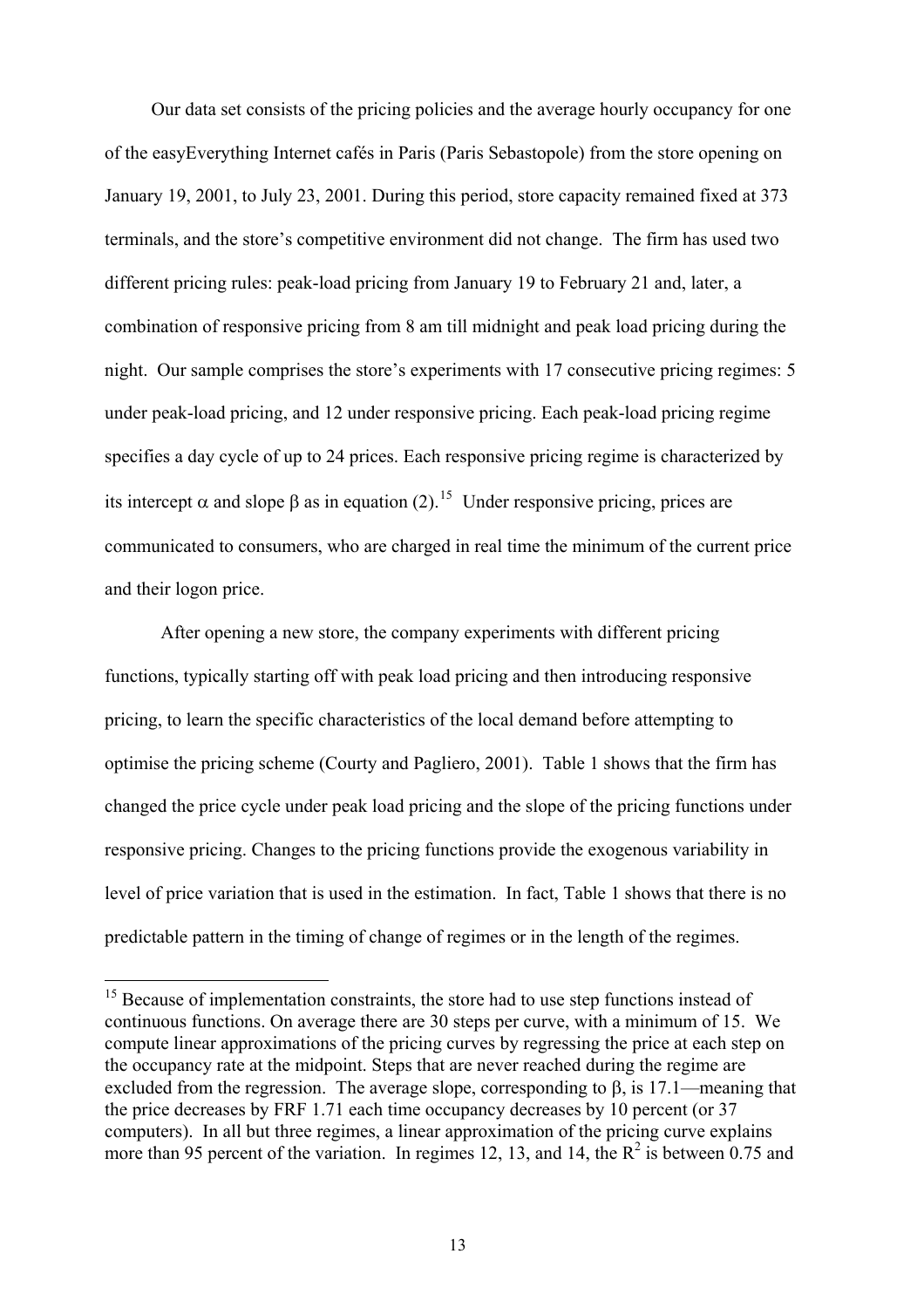Our data set consists of the pricing policies and the average hourly occupancy for one of the easyEverything Internet cafés in Paris (Paris Sebastopole) from the store opening on January 19, 2001, to July 23, 2001. During this period, store capacity remained fixed at 373 terminals, and the store's competitive environment did not change. The firm has used two different pricing rules: peak-load pricing from January 19 to February 21 and, later, a combination of responsive pricing from 8 am till midnight and peak load pricing during the night. Our sample comprises the store's experiments with 17 consecutive pricing regimes: 5 under peak-load pricing, and 12 under responsive pricing. Each peak-load pricing regime specifies a day cycle of up to 24 prices. Each responsive pricing regime is characterized by its intercept $\alpha$ and slope $\beta$ as in equation (2).[15] Under responsive pricing, prices are communicated to consumers, who are charged in real time the minimum of the current price and their logon price.

After opening a new store, the company experiments with different pricing functions, typically starting off with peak load pricing and then introducing responsive pricing, to learn the specific characteristics of the local demand before attempting to optimise the pricing scheme (Courty and Pagliero, 2001). Table 1 shows that the firm has changed the price cycle under peak load pricing and the slope of the pricing functions under responsive pricing. Changes to the pricing functions provide the exogenous variability in level of price variation that is used in the estimation. In fact, Table 1 shows that there is no predictable pattern in the timing of change of regimes or in the length of the regimes.

---

[15] Because of implementation constraints, the store had to use step functions instead of continuous functions. On average there are 30 steps per curve, with a minimum of 15. We compute linear approximations of the pricing curves by regressing the price at each step on the occupancy rate at the midpoint. Steps that are never reached during the regime are excluded from the regression. The average slope, corresponding to $\beta$, is 17.1—meaning that the price decreases by FRF 1.71 each time occupancy decreases by 10 percent (or 37 computers). In all but three regimes, a linear approximation of the pricing curve explains more than 95 percent of the variation. In regimes 12, 13, and 14, the $R^2$ is between 0.75 and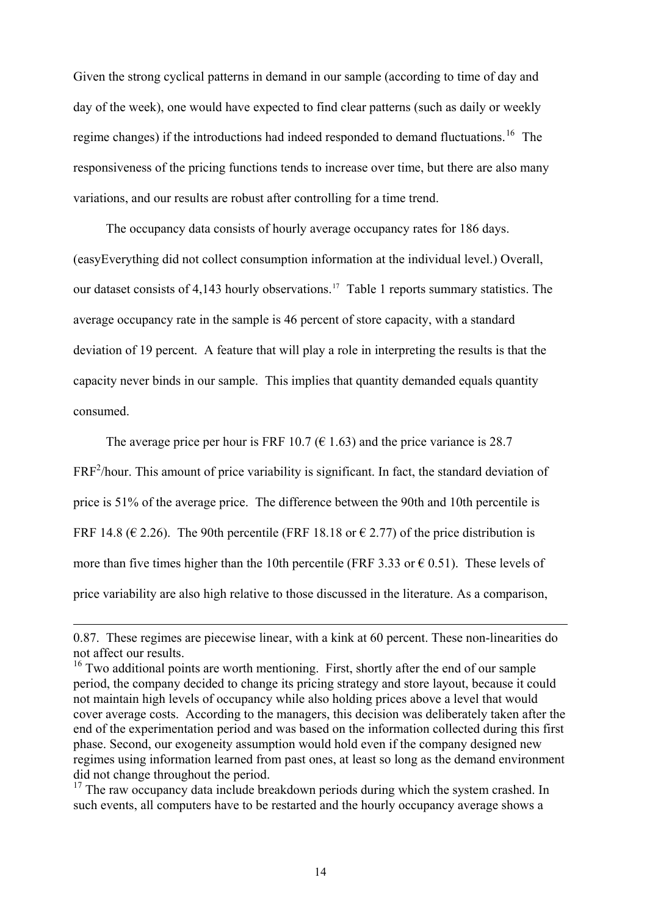Given the strong cyclical patterns in demand in our sample (according to time of day and day of the week), one would have expected to find clear patterns (such as daily or weekly regime changes) if the introductions had indeed responded to demand fluctuations.[16] The responsiveness of the pricing functions tends to increase over time, but there are also many variations, and our results are robust after controlling for a time trend.

The occupancy data consists of hourly average occupancy rates for 186 days. (easyEverything did not collect consumption information at the individual level.) Overall, our dataset consists of 4,143 hourly observations.[17] Table 1 reports summary statistics. The average occupancy rate in the sample is 46 percent of store capacity, with a standard deviation of 19 percent. A feature that will play a role in interpreting the results is that the capacity never binds in our sample. This implies that quantity demanded equals quantity consumed.

The average price per hour is FRF 10.7 (€ 1.63) and the price variance is 28.7 $FRF^2$/hour. This amount of price variability is significant. In fact, the standard deviation of price is 51% of the average price. The difference between the 90th and 10th percentile is FRF 14.8 (€ 2.26). The 90th percentile (FRF 18.18 or € 2.77) of the price distribution is more than five times higher than the 10th percentile (FRF 3.33 or € 0.51). These levels of price variability are also high relative to those discussed in the literature. As a comparison,

---

0.87. These regimes are piecewise linear, with a kink at 60 percent. These non-linearities do not affect our results.

[16] Two additional points are worth mentioning. First, shortly after the end of our sample period, the company decided to change its pricing strategy and store layout, because it could not maintain high levels of occupancy while also holding prices above a level that would cover average costs. According to the managers, this decision was deliberately taken after the end of the experimentation period and was based on the information collected during this first phase. Second, our exogeneity assumption would hold even if the company designed new regimes using information learned from past ones, at least so long as the demand environment did not change throughout the period.

[17] The raw occupancy data include breakdown periods during which the system crashed. In such events, all computers have to be restarted and the hourly occupancy average shows a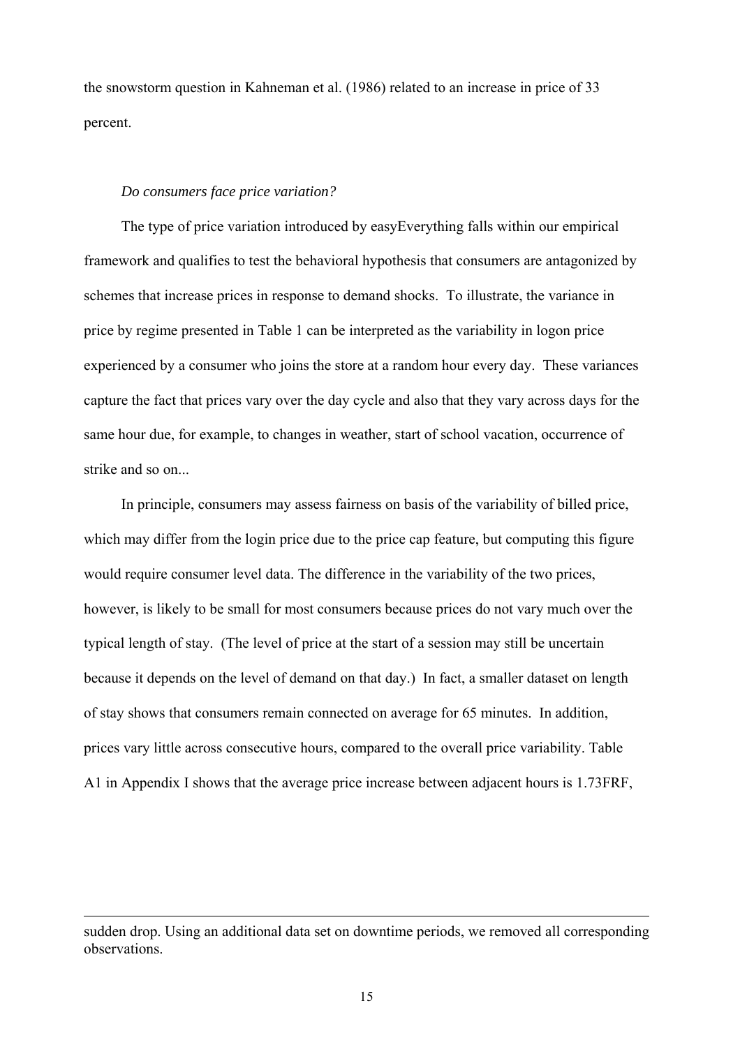the snowstorm question in Kahneman et al. (1986) related to an increase in price of 33 percent.

*Do consumers face price variation?*

The type of price variation introduced by easyEverything falls within our empirical framework and qualifies to test the behavioral hypothesis that consumers are antagonized by schemes that increase prices in response to demand shocks. To illustrate, the variance in price by regime presented in Table 1 can be interpreted as the variability in logon price experienced by a consumer who joins the store at a random hour every day. These variances capture the fact that prices vary over the day cycle and also that they vary across days for the same hour due, for example, to changes in weather, start of school vacation, occurrence of strike and so on...

In principle, consumers may assess fairness on basis of the variability of billed price, which may differ from the login price due to the price cap feature, but computing this figure would require consumer level data. The difference in the variability of the two prices, however, is likely to be small for most consumers because prices do not vary much over the typical length of stay. (The level of price at the start of a session may still be uncertain because it depends on the level of demand on that day.) In fact, a smaller dataset on length of stay shows that consumers remain connected on average for 65 minutes. In addition, prices vary little across consecutive hours, compared to the overall price variability. Table A1 in Appendix I shows that the average price increase between adjacent hours is 1.73FRF,

---

sudden drop. Using an additional data set on downtime periods, we removed all corresponding observations.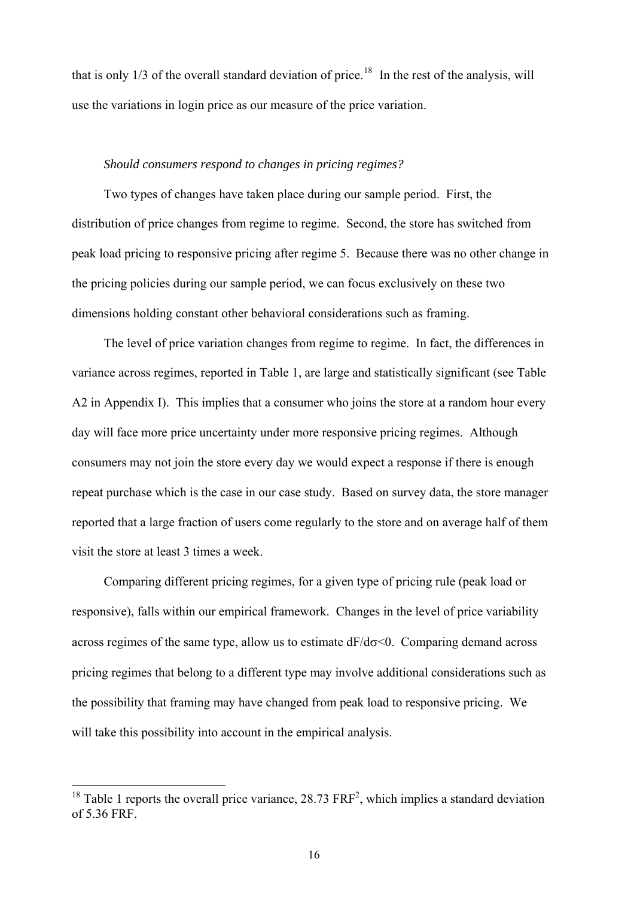that is only 1/3 of the overall standard deviation of price.[18] In the rest of the analysis, will use the variations in login price as our measure of the price variation.

*Should consumers respond to changes in pricing regimes?*

Two types of changes have taken place during our sample period. First, the distribution of price changes from regime to regime. Second, the store has switched from peak load pricing to responsive pricing after regime 5. Because there was no other change in the pricing policies during our sample period, we can focus exclusively on these two dimensions holding constant other behavioral considerations such as framing.

The level of price variation changes from regime to regime. In fact, the differences in variance across regimes, reported in Table 1, are large and statistically significant (see Table A2 in Appendix I). This implies that a consumer who joins the store at a random hour every day will face more price uncertainty under more responsive pricing regimes. Although consumers may not join the store every day we would expect a response if there is enough repeat purchase which is the case in our case study. Based on survey data, the store manager reported that a large fraction of users come regularly to the store and on average half of them visit the store at least 3 times a week.

Comparing different pricing regimes, for a given type of pricing rule (peak load or responsive), falls within our empirical framework. Changes in the level of price variability across regimes of the same type, allow us to estimate $dF/d\sigma<0$. Comparing demand across pricing regimes that belong to a different type may involve additional considerations such as the possibility that framing may have changed from peak load to responsive pricing. We will take this possibility into account in the empirical analysis.

[18] Table 1 reports the overall price variance, 28.73 $FRF^2$, which implies a standard deviation of 5.36 FRF.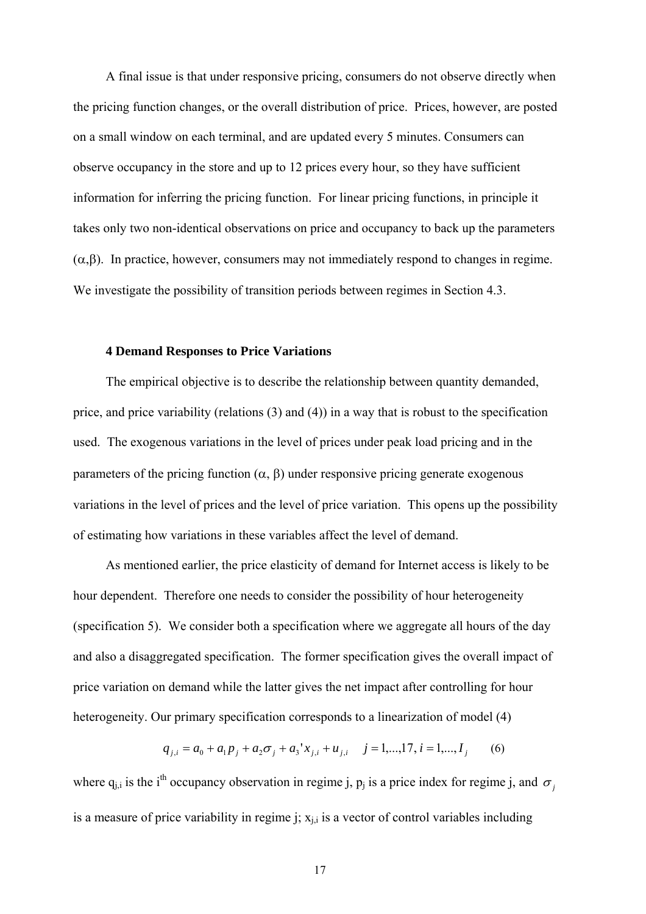A final issue is that under responsive pricing, consumers do not observe directly when the pricing function changes, or the overall distribution of price. Prices, however, are posted on a small window on each terminal, and are updated every 5 minutes. Consumers can observe occupancy in the store and up to 12 prices every hour, so they have sufficient information for inferring the pricing function. For linear pricing functions, in principle it takes only two non-identical observations on price and occupancy to back up the parameters ($\alpha$,$\beta$). In practice, however, consumers may not immediately respond to changes in regime. We investigate the possibility of transition periods between regimes in Section 4.3.

### 4 Demand Responses to Price Variations

The empirical objective is to describe the relationship between quantity demanded, price, and price variability (relations (3) and (4)) in a way that is robust to the specification used. The exogenous variations in the level of prices under peak load pricing and in the parameters of the pricing function ($\alpha$, $\beta$) under responsive pricing generate exogenous variations in the level of prices and the level of price variation. This opens up the possibility of estimating how variations in these variables affect the level of demand.

As mentioned earlier, the price elasticity of demand for Internet access is likely to be hour dependent. Therefore one needs to consider the possibility of hour heterogeneity (specification 5). We consider both a specification where we aggregate all hours of the day and also a disaggregated specification. The former specification gives the overall impact of price variation on demand while the latter gives the net impact after controlling for hour heterogeneity. Our primary specification corresponds to a linearization of model (4)

$$q_{j,i} = a_0 + a_1 p_j + a_2 \sigma_j + a_3' x_{j,i} + u_{j,i} \quad j = 1,...,17,\ i = 1,..., I_j \qquad (6)$$

where $q_{j,i}$ is the i[th] occupancy observation in regime j, $p_j$ is a price index for regime j, and $\sigma_j$ is a measure of price variability in regime j; $x_{j,i}$ is a vector of control variables including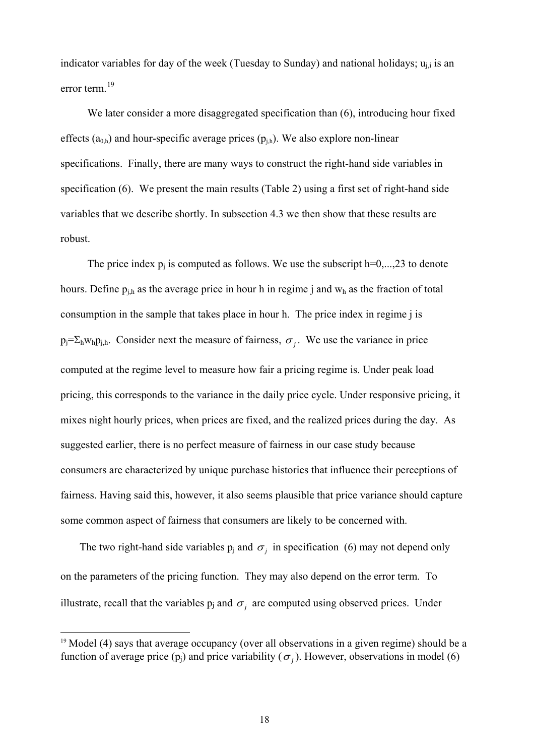indicator variables for day of the week (Tuesday to Sunday) and national holidays; $u_{j,i}$ is an error term.[19]

We later consider a more disaggregated specification than (6), introducing hour fixed effects ($a_{0,h}$) and hour-specific average prices ($p_{j,h}$). We also explore non-linear specifications. Finally, there are many ways to construct the right-hand side variables in specification (6). We present the main results (Table 2) using a first set of right-hand side variables that we describe shortly. In subsection 4.3 we then show that these results are robust.

The price index $p_j$ is computed as follows. We use the subscript h=0,...,23 to denote hours. Define $p_{j,h}$ as the average price in hour h in regime j and $w_h$ as the fraction of total consumption in the sample that takes place in hour h. The price index in regime j is $p_j=\Sigma_h w_h p_{j,h}$. Consider next the measure of fairness, $\sigma_j$. We use the variance in price computed at the regime level to measure how fair a pricing regime is. Under peak load pricing, this corresponds to the variance in the daily price cycle. Under responsive pricing, it mixes night hourly prices, when prices are fixed, and the realized prices during the day. As suggested earlier, there is no perfect measure of fairness in our case study because consumers are characterized by unique purchase histories that influence their perceptions of fairness. Having said this, however, it also seems plausible that price variance should capture some common aspect of fairness that consumers are likely to be concerned with.

The two right-hand side variables $p_j$ and $\sigma_j$ in specification (6) may not depend only on the parameters of the pricing function. They may also depend on the error term. To illustrate, recall that the variables $p_j$ and $\sigma_j$ are computed using observed prices. Under

[19] Model (4) says that average occupancy (over all observations in a given regime) should be a function of average price ($p_j$) and price variability ($\sigma_j$). However, observations in model (6)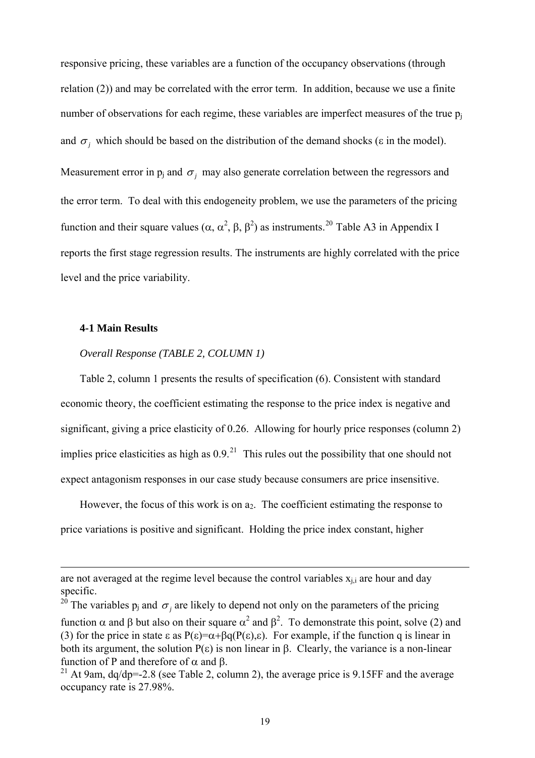responsive pricing, these variables are a function of the occupancy observations (through relation (2)) and may be correlated with the error term. In addition, because we use a finite number of observations for each regime, these variables are imperfect measures of the true $p_j$ and $\sigma_j$ which should be based on the distribution of the demand shocks ($\varepsilon$ in the model). Measurement error in $p_j$ and $\sigma_j$ may also generate correlation between the regressors and the error term. To deal with this endogeneity problem, we use the parameters of the pricing function and their square values ($\alpha$, $\alpha^2$, $\beta$, $\beta^2$) as instruments.[20] Table A3 in Appendix I reports the first stage regression results. The instruments are highly correlated with the price level and the price variability.

### 4-1 Main Results

*Overall Response (TABLE 2, COLUMN 1)*

Table 2, column 1 presents the results of specification (6). Consistent with standard economic theory, the coefficient estimating the response to the price index is negative and significant, giving a price elasticity of 0.26. Allowing for hourly price responses (column 2) implies price elasticities as high as 0.9.[21] This rules out the possibility that one should not expect antagonism responses in our case study because consumers are price insensitive.

However, the focus of this work is on $a_2$. The coefficient estimating the response to price variations is positive and significant. Holding the price index constant, higher

---

are not averaged at the regime level because the control variables $x_{j,i}$ are hour and day specific.

[20] The variables $p_j$ and $\sigma_j$ are likely to depend not only on the parameters of the pricing function $\alpha$ and $\beta$ but also on their square $\alpha^2$ and $\beta^2$. To demonstrate this point, solve (2) and (3) for the price in state $\varepsilon$ as $P(\varepsilon)=\alpha+\beta q(P(\varepsilon),\varepsilon)$. For example, if the function q is linear in both its argument, the solution $P(\varepsilon)$ is non linear in $\beta$. Clearly, the variance is a non-linear function of P and therefore of $\alpha$ and $\beta$.

[21] At 9am, $dq/dp=-2.8$ (see Table 2, column 2), the average price is 9.15FF and the average occupancy rate is 27.98%.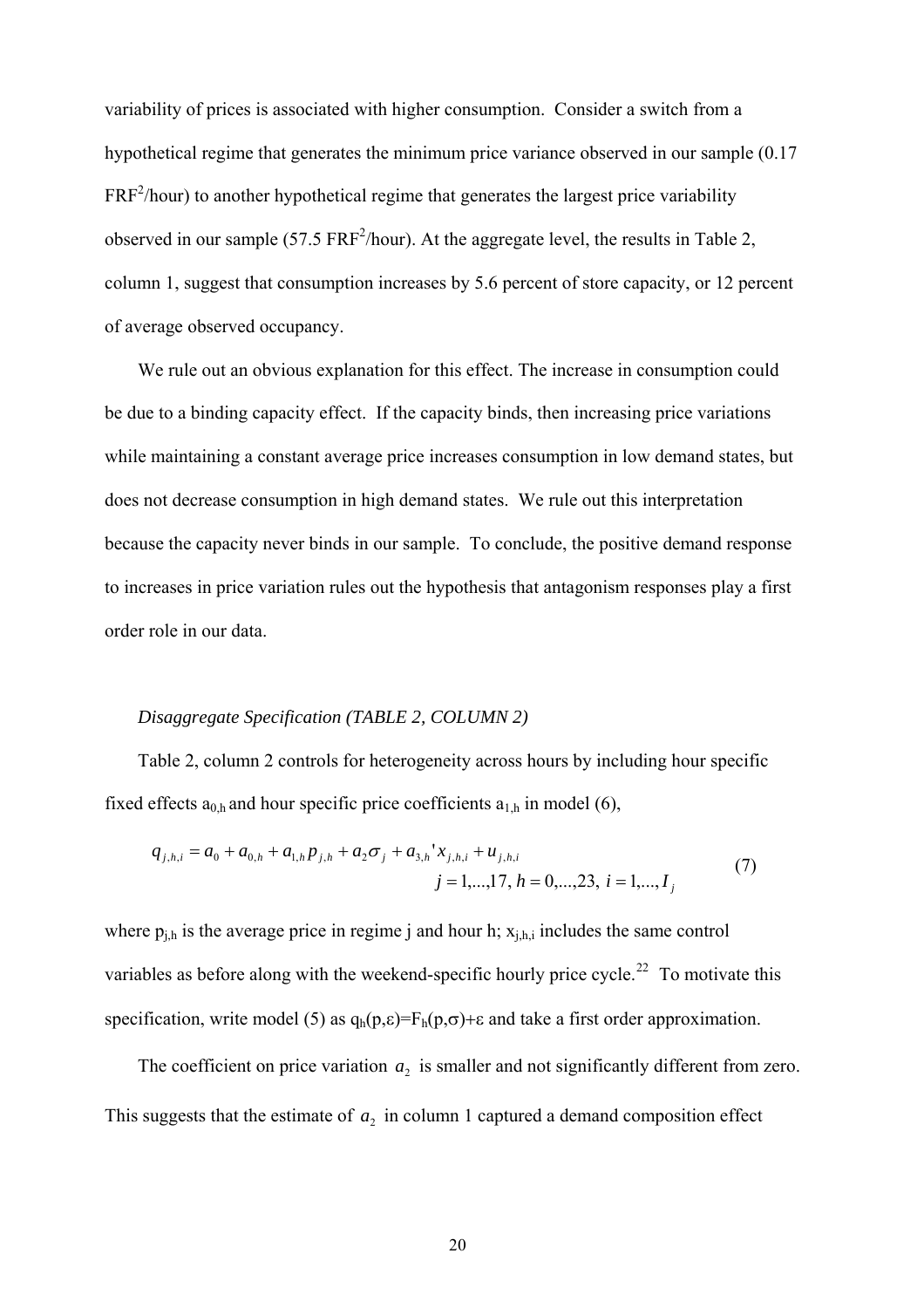variability of prices is associated with higher consumption. Consider a switch from a hypothetical regime that generates the minimum price variance observed in our sample (0.17 $FRF^2$/hour) to another hypothetical regime that generates the largest price variability observed in our sample (57.5 $FRF^2$/hour). At the aggregate level, the results in Table 2, column 1, suggest that consumption increases by 5.6 percent of store capacity, or 12 percent of average observed occupancy.

We rule out an obvious explanation for this effect. The increase in consumption could be due to a binding capacity effect. If the capacity binds, then increasing price variations while maintaining a constant average price increases consumption in low demand states, but does not decrease consumption in high demand states. We rule out this interpretation because the capacity never binds in our sample. To conclude, the positive demand response to increases in price variation rules out the hypothesis that antagonism responses play a first order role in our data.

*Disaggregate Specification (TABLE 2, COLUMN 2)*

Table 2, column 2 controls for heterogeneity across hours by including hour specific fixed effects $a_{0,h}$ and hour specific price coefficients $a_{1,h}$ in model (6),

$$q_{j,h,i} = a_0 + a_{0,h} + a_{1,h} p_{j,h} + a_2 \sigma_j + a_{3,h}' x_{j,h,i} + u_{j,h,i} \qquad j = 1,...,17,\ h = 0,...,23,\ i = 1,..., I_j \tag{7}$$

where $p_{j,h}$ is the average price in regime j and hour h; $x_{j,h,i}$ includes the same control variables as before along with the weekend-specific hourly price cycle.[22] To motivate this specification, write model (5) as $q_h(p,\varepsilon)=F_h(p,\sigma)+\varepsilon$ and take a first order approximation.

The coefficient on price variation $a_2$ is smaller and not significantly different from zero. This suggests that the estimate of $a_2$ in column 1 captured a demand composition effect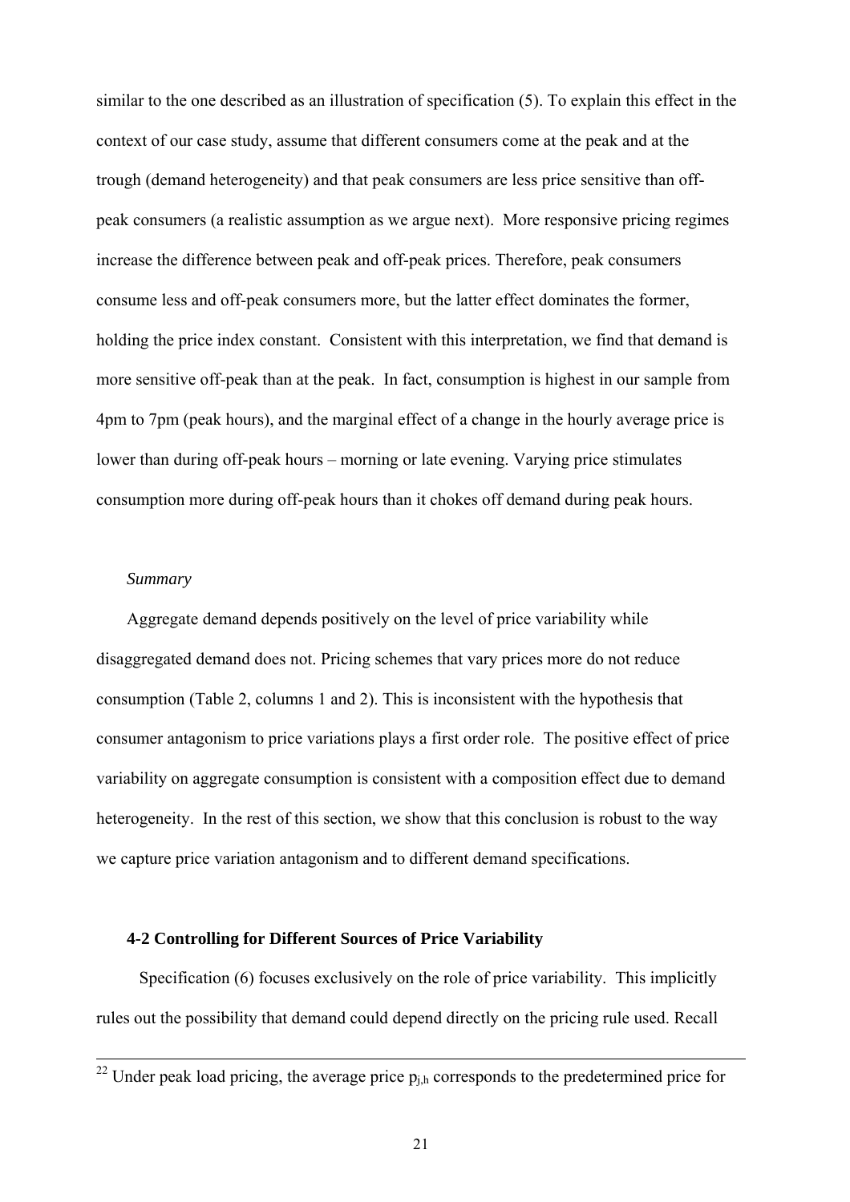similar to the one described as an illustration of specification (5). To explain this effect in the context of our case study, assume that different consumers come at the peak and at the trough (demand heterogeneity) and that peak consumers are less price sensitive than off-peak consumers (a realistic assumption as we argue next). More responsive pricing regimes increase the difference between peak and off-peak prices. Therefore, peak consumers consume less and off-peak consumers more, but the latter effect dominates the former, holding the price index constant. Consistent with this interpretation, we find that demand is more sensitive off-peak than at the peak. In fact, consumption is highest in our sample from 4pm to 7pm (peak hours), and the marginal effect of a change in the hourly average price is lower than during off-peak hours – morning or late evening. Varying price stimulates consumption more during off-peak hours than it chokes off demand during peak hours.

*Summary*

Aggregate demand depends positively on the level of price variability while disaggregated demand does not. Pricing schemes that vary prices more do not reduce consumption (Table 2, columns 1 and 2). This is inconsistent with the hypothesis that consumer antagonism to price variations plays a first order role. The positive effect of price variability on aggregate consumption is consistent with a composition effect due to demand heterogeneity. In the rest of this section, we show that this conclusion is robust to the way we capture price variation antagonism and to different demand specifications.

### 4-2 Controlling for Different Sources of Price Variability

Specification (6) focuses exclusively on the role of price variability. This implicitly rules out the possibility that demand could depend directly on the pricing rule used. Recall

[22] Under peak load pricing, the average price $p_{j,h}$ corresponds to the predetermined price for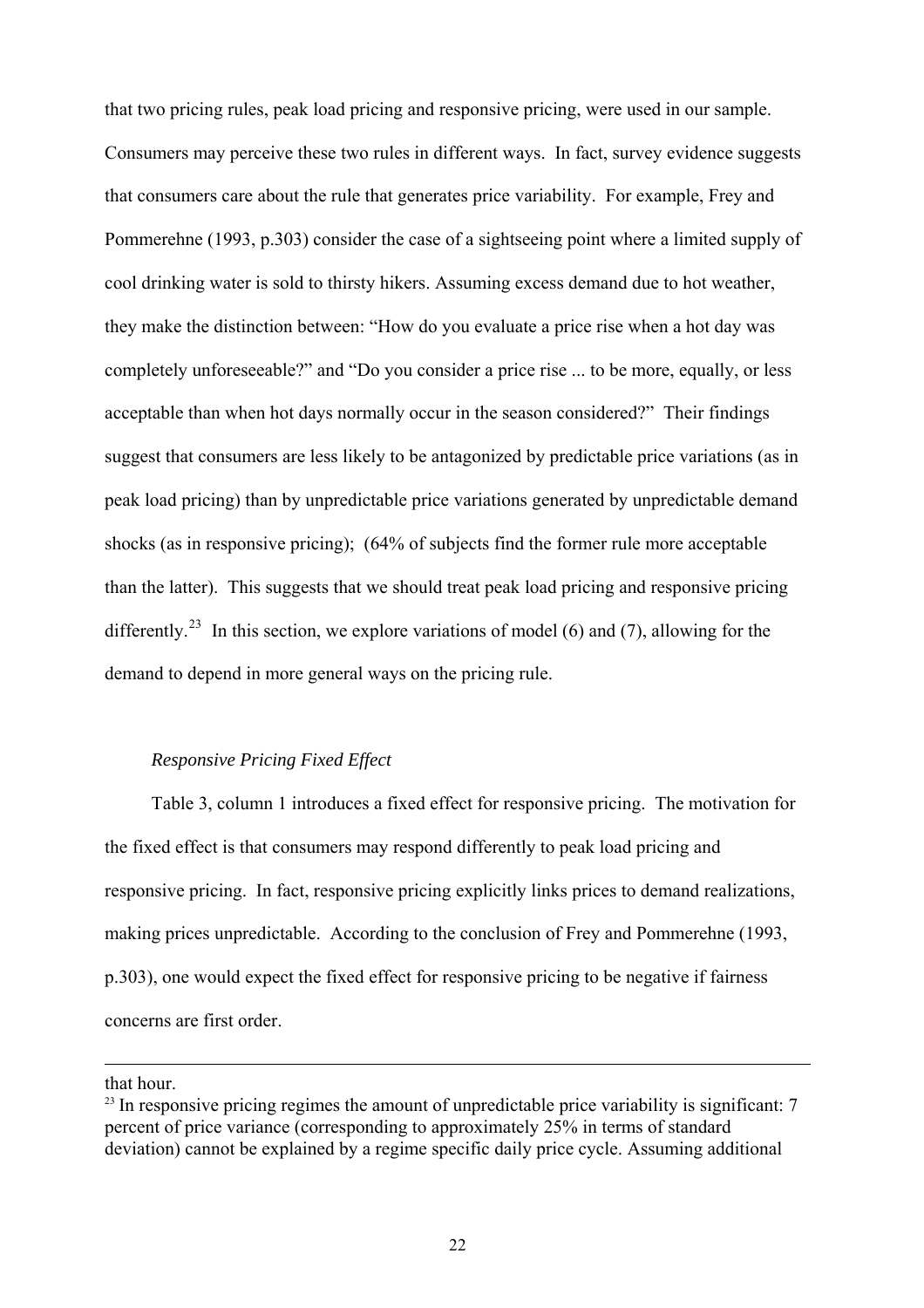that two pricing rules, peak load pricing and responsive pricing, were used in our sample. Consumers may perceive these two rules in different ways. In fact, survey evidence suggests that consumers care about the rule that generates price variability. For example, Frey and Pommerehne (1993, p.303) consider the case of a sightseeing point where a limited supply of cool drinking water is sold to thirsty hikers. Assuming excess demand due to hot weather, they make the distinction between: "How do you evaluate a price rise when a hot day was completely unforeseeable?" and "Do you consider a price rise ... to be more, equally, or less acceptable than when hot days normally occur in the season considered?" Their findings suggest that consumers are less likely to be antagonized by predictable price variations (as in peak load pricing) than by unpredictable price variations generated by unpredictable demand shocks (as in responsive pricing); (64% of subjects find the former rule more acceptable than the latter). This suggests that we should treat peak load pricing and responsive pricing differently.[23] In this section, we explore variations of model (6) and (7), allowing for the demand to depend in more general ways on the pricing rule.

*Responsive Pricing Fixed Effect*

Table 3, column 1 introduces a fixed effect for responsive pricing. The motivation for the fixed effect is that consumers may respond differently to peak load pricing and responsive pricing. In fact, responsive pricing explicitly links prices to demand realizations, making prices unpredictable. According to the conclusion of Frey and Pommerehne (1993, p.303), one would expect the fixed effect for responsive pricing to be negative if fairness concerns are first order.

---

that hour.

[23] In responsive pricing regimes the amount of unpredictable price variability is significant: 7 percent of price variance (corresponding to approximately 25% in terms of standard deviation) cannot be explained by a regime specific daily price cycle. Assuming additional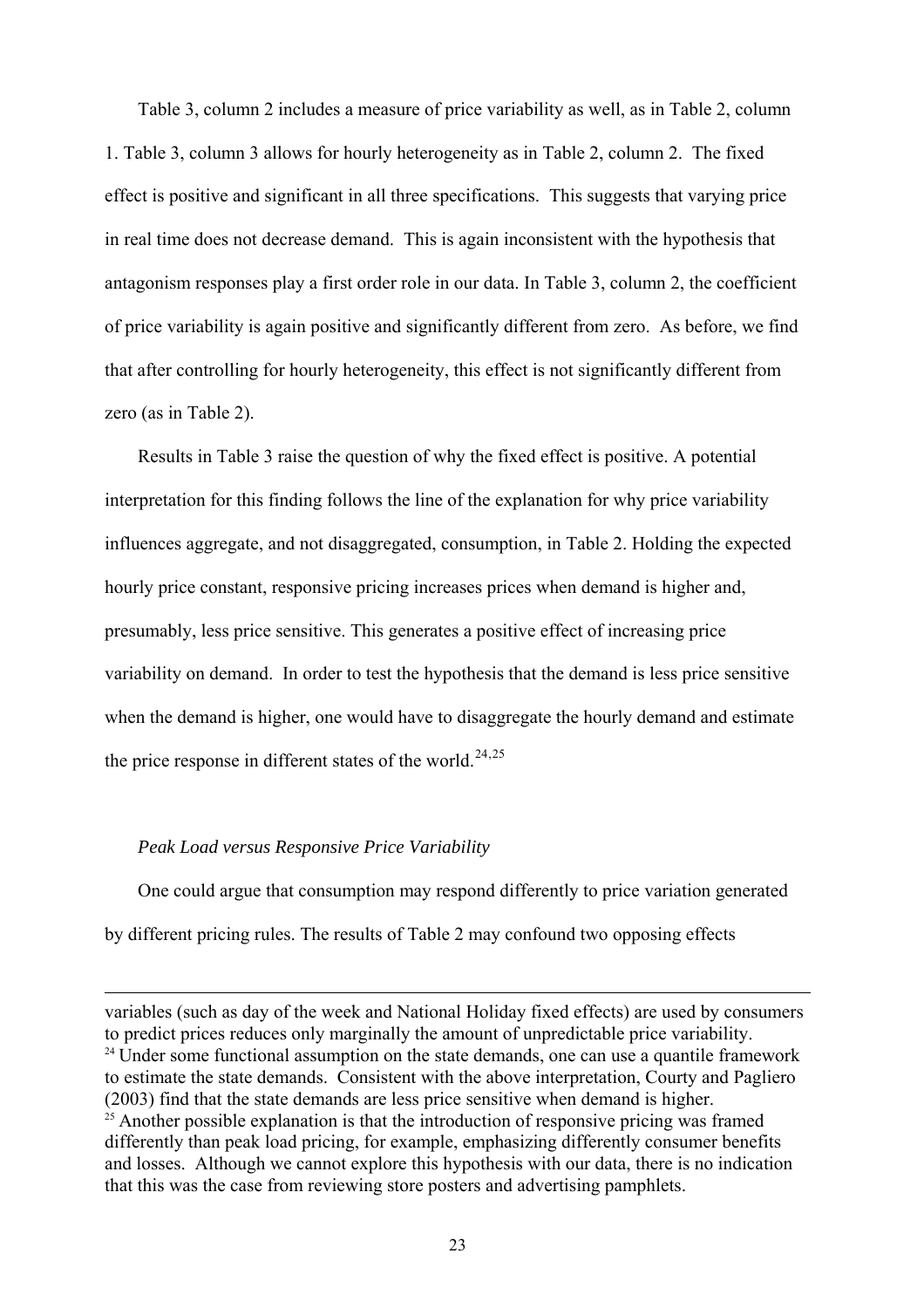Table 3, column 2 includes a measure of price variability as well, as in Table 2, column 1. Table 3, column 3 allows for hourly heterogeneity as in Table 2, column 2. The fixed effect is positive and significant in all three specifications. This suggests that varying price in real time does not decrease demand. This is again inconsistent with the hypothesis that antagonism responses play a first order role in our data. In Table 3, column 2, the coefficient of price variability is again positive and significantly different from zero. As before, we find that after controlling for hourly heterogeneity, this effect is not significantly different from zero (as in Table 2).

Results in Table 3 raise the question of why the fixed effect is positive. A potential interpretation for this finding follows the line of the explanation for why price variability influences aggregate, and not disaggregated, consumption, in Table 2. Holding the expected hourly price constant, responsive pricing increases prices when demand is higher and, presumably, less price sensitive. This generates a positive effect of increasing price variability on demand. In order to test the hypothesis that the demand is less price sensitive when the demand is higher, one would have to disaggregate the hourly demand and estimate the price response in different states of the world.[24,25]

*Peak Load versus Responsive Price Variability*

One could argue that consumption may respond differently to price variation generated by different pricing rules. The results of Table 2 may confound two opposing effects

---

variables (such as day of the week and National Holiday fixed effects) are used by consumers to predict prices reduces only marginally the amount of unpredictable price variability.

[24] Under some functional assumption on the state demands, one can use a quantile framework to estimate the state demands. Consistent with the above interpretation, Courty and Pagliero (2003) find that the state demands are less price sensitive when demand is higher.

[25] Another possible explanation is that the introduction of responsive pricing was framed differently than peak load pricing, for example, emphasizing differently consumer benefits and losses. Although we cannot explore this hypothesis with our data, there is no indication that this was the case from reviewing store posters and advertising pamphlets.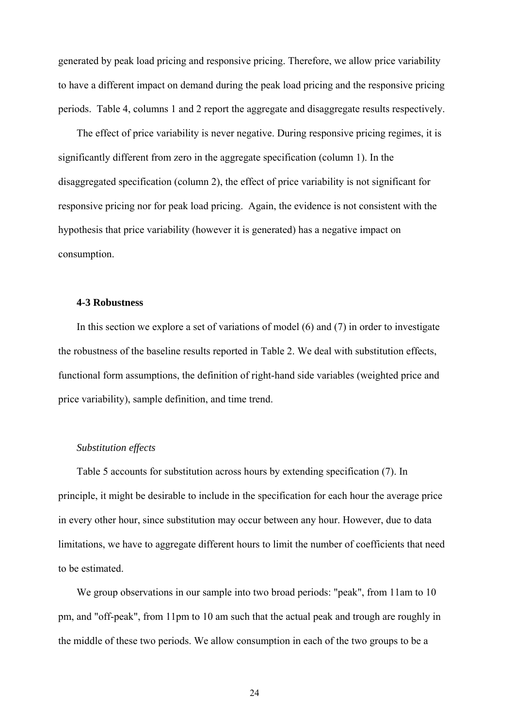generated by peak load pricing and responsive pricing. Therefore, we allow price variability to have a different impact on demand during the peak load pricing and the responsive pricing periods. Table 4, columns 1 and 2 report the aggregate and disaggregate results respectively.

The effect of price variability is never negative. During responsive pricing regimes, it is significantly different from zero in the aggregate specification (column 1). In the disaggregated specification (column 2), the effect of price variability is not significant for responsive pricing nor for peak load pricing. Again, the evidence is not consistent with the hypothesis that price variability (however it is generated) has a negative impact on consumption.

### 4-3 Robustness

In this section we explore a set of variations of model (6) and (7) in order to investigate the robustness of the baseline results reported in Table 2. We deal with substitution effects, functional form assumptions, the definition of right-hand side variables (weighted price and price variability), sample definition, and time trend.

*Substitution effects*

Table 5 accounts for substitution across hours by extending specification (7). In principle, it might be desirable to include in the specification for each hour the average price in every other hour, since substitution may occur between any hour. However, due to data limitations, we have to aggregate different hours to limit the number of coefficients that need to be estimated.

We group observations in our sample into two broad periods: "peak", from 11am to 10 pm, and "off-peak", from 11pm to 10 am such that the actual peak and trough are roughly in the middle of these two periods. We allow consumption in each of the two groups to be a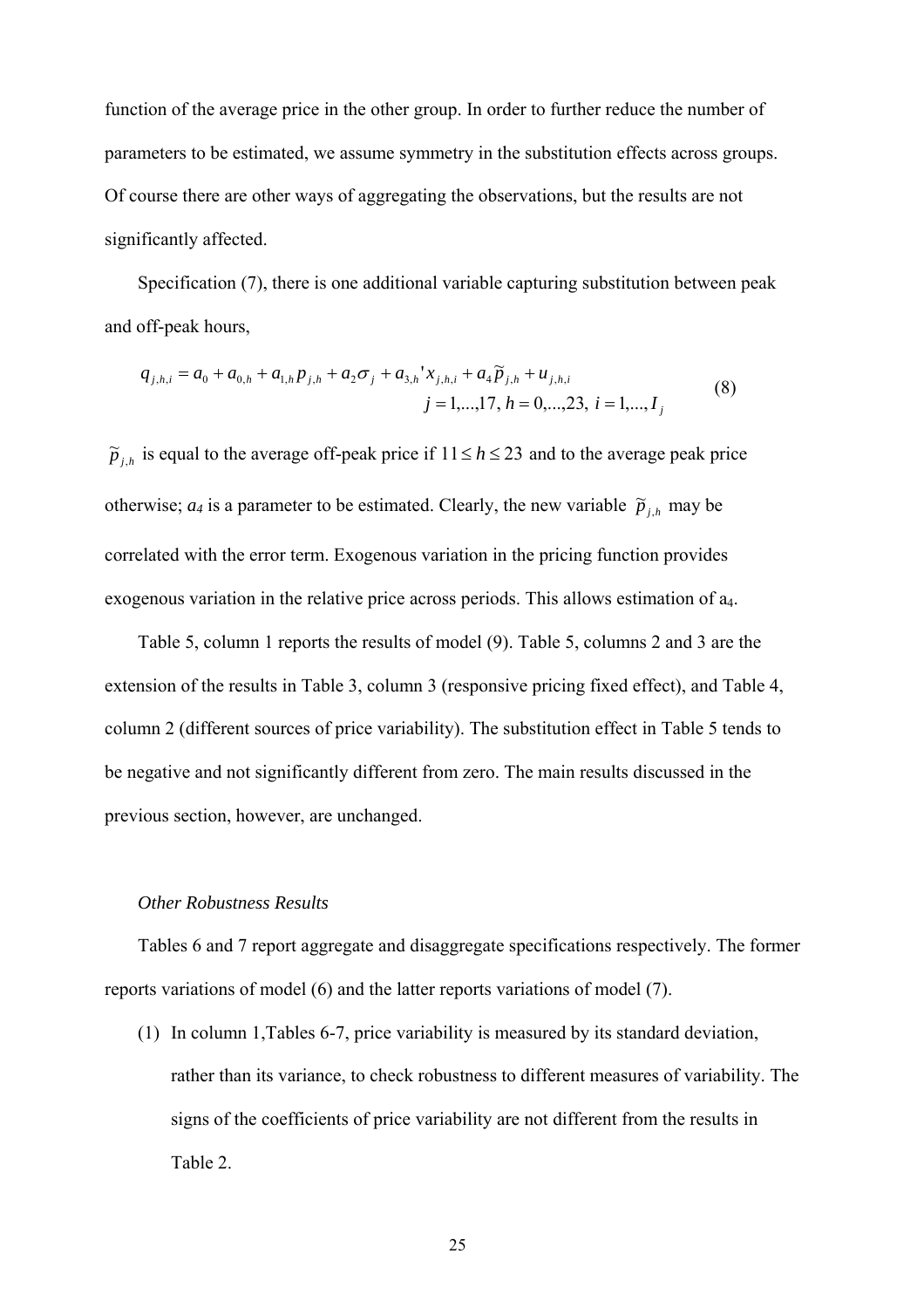function of the average price in the other group. In order to further reduce the number of parameters to be estimated, we assume symmetry in the substitution effects across groups. Of course there are other ways of aggregating the observations, but the results are not significantly affected.

Specification (7), there is one additional variable capturing substitution between peak and off-peak hours,

$$q_{j,h,i} = a_0 + a_{0,h} + a_{1,h} p_{j,h} + a_2 \sigma_j + a_{3,h}' x_{j,h,i} + a_4 \tilde{p}_{j,h} + u_{j,h,i} \qquad j = 1,...,17,\ h = 0,...,23,\ i = 1,..., I_j \tag{8}$$

$\tilde{p}_{j,h}$ is equal to the average off-peak price if $11 \le h \le 23$ and to the average peak price otherwise; $a_4$ is a parameter to be estimated. Clearly, the new variable $\tilde{p}_{j,h}$ may be correlated with the error term. Exogenous variation in the pricing function provides exogenous variation in the relative price across periods. This allows estimation of $a_4$.

Table 5, column 1 reports the results of model (9). Table 5, columns 2 and 3 are the extension of the results in Table 3, column 3 (responsive pricing fixed effect), and Table 4, column 2 (different sources of price variability). The substitution effect in Table 5 tends to be negative and not significantly different from zero. The main results discussed in the previous section, however, are unchanged.

*Other Robustness Results*

Tables 6 and 7 report aggregate and disaggregate specifications respectively. The former reports variations of model (6) and the latter reports variations of model (7).

(1) In column 1,Tables 6-7, price variability is measured by its standard deviation, rather than its variance, to check robustness to different measures of variability. The signs of the coefficients of price variability are not different from the results in Table 2.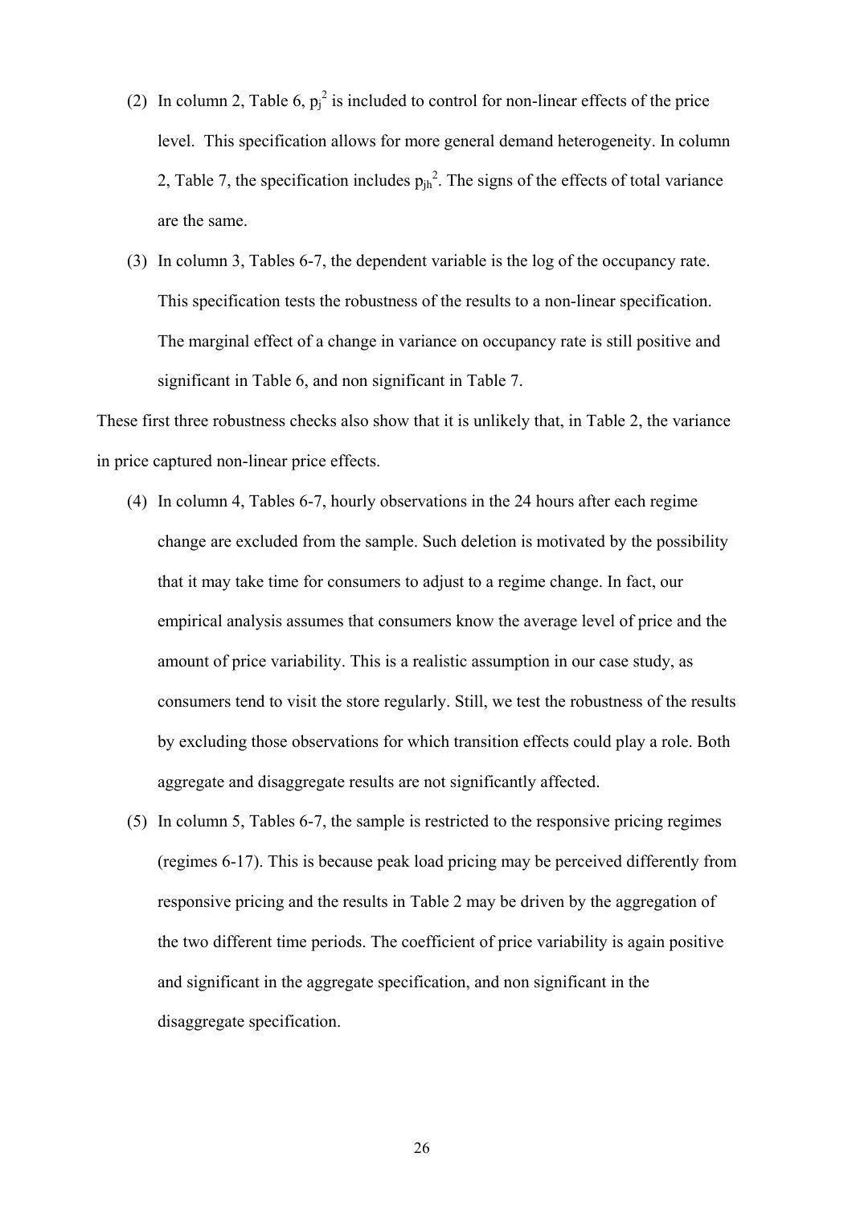(2) In column 2, Table 6, $p_j^2$ is included to control for non-linear effects of the price level. This specification allows for more general demand heterogeneity. In column 2, Table 7, the specification includes $p_{jh}^2$. The signs of the effects of total variance are the same.

(3) In column 3, Tables 6-7, the dependent variable is the log of the occupancy rate. This specification tests the robustness of the results to a non-linear specification. The marginal effect of a change in variance on occupancy rate is still positive and significant in Table 6, and non significant in Table 7.

These first three robustness checks also show that it is unlikely that, in Table 2, the variance in price captured non-linear price effects.

(4) In column 4, Tables 6-7, hourly observations in the 24 hours after each regime change are excluded from the sample. Such deletion is motivated by the possibility that it may take time for consumers to adjust to a regime change. In fact, our empirical analysis assumes that consumers know the average level of price and the amount of price variability. This is a realistic assumption in our case study, as consumers tend to visit the store regularly. Still, we test the robustness of the results by excluding those observations for which transition effects could play a role. Both aggregate and disaggregate results are not significantly affected.

(5) In column 5, Tables 6-7, the sample is restricted to the responsive pricing regimes (regimes 6-17). This is because peak load pricing may be perceived differently from responsive pricing and the results in Table 2 may be driven by the aggregation of the two different time periods. The coefficient of price variability is again positive and significant in the aggregate specification, and non significant in the disaggregate specification.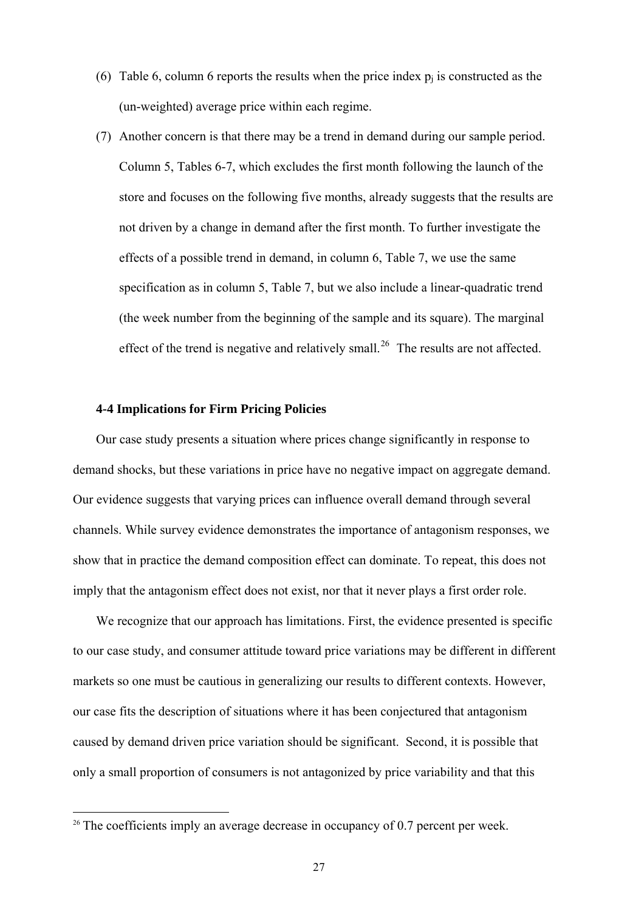(6) Table 6, column 6 reports the results when the price index $p_j$ is constructed as the (un-weighted) average price within each regime.

(7) Another concern is that there may be a trend in demand during our sample period. Column 5, Tables 6-7, which excludes the first month following the launch of the store and focuses on the following five months, already suggests that the results are not driven by a change in demand after the first month. To further investigate the effects of a possible trend in demand, in column 6, Table 7, we use the same specification as in column 5, Table 7, but we also include a linear-quadratic trend (the week number from the beginning of the sample and its square). The marginal effect of the trend is negative and relatively small.[26] The results are not affected.

#### 4-4 Implications for Firm Pricing Policies

Our case study presents a situation where prices change significantly in response to demand shocks, but these variations in price have no negative impact on aggregate demand. Our evidence suggests that varying prices can influence overall demand through several channels. While survey evidence demonstrates the importance of antagonism responses, we show that in practice the demand composition effect can dominate. To repeat, this does not imply that the antagonism effect does not exist, nor that it never plays a first order role.

We recognize that our approach has limitations. First, the evidence presented is specific to our case study, and consumer attitude toward price variations may be different in different markets so one must be cautious in generalizing our results to different contexts. However, our case fits the description of situations where it has been conjectured that antagonism caused by demand driven price variation should be significant. Second, it is possible that only a small proportion of consumers is not antagonized by price variability and that this

[26] The coefficients imply an average decrease in occupancy of 0.7 percent per week.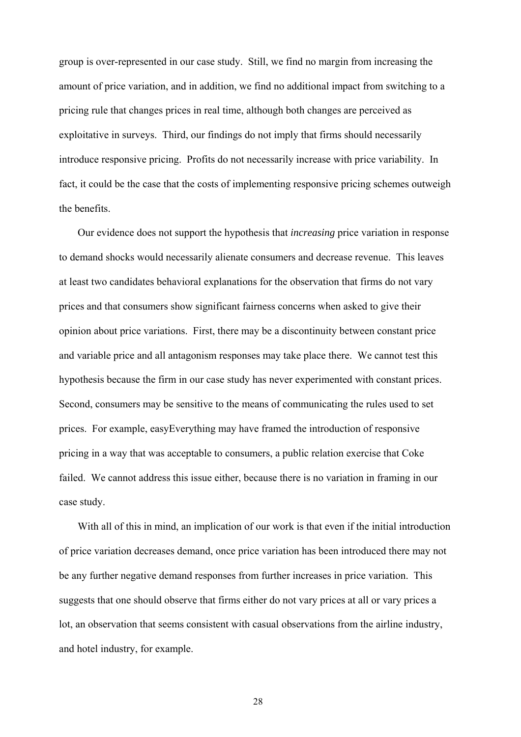group is over-represented in our case study. Still, we find no margin from increasing the amount of price variation, and in addition, we find no additional impact from switching to a pricing rule that changes prices in real time, although both changes are perceived as exploitative in surveys. Third, our findings do not imply that firms should necessarily introduce responsive pricing. Profits do not necessarily increase with price variability. In fact, it could be the case that the costs of implementing responsive pricing schemes outweigh the benefits.

Our evidence does not support the hypothesis that *increasing* price variation in response to demand shocks would necessarily alienate consumers and decrease revenue. This leaves at least two candidates behavioral explanations for the observation that firms do not vary prices and that consumers show significant fairness concerns when asked to give their opinion about price variations. First, there may be a discontinuity between constant price and variable price and all antagonism responses may take place there. We cannot test this hypothesis because the firm in our case study has never experimented with constant prices. Second, consumers may be sensitive to the means of communicating the rules used to set prices. For example, easyEverything may have framed the introduction of responsive pricing in a way that was acceptable to consumers, a public relation exercise that Coke failed. We cannot address this issue either, because there is no variation in framing in our case study.

With all of this in mind, an implication of our work is that even if the initial introduction of price variation decreases demand, once price variation has been introduced there may not be any further negative demand responses from further increases in price variation. This suggests that one should observe that firms either do not vary prices at all or vary prices a lot, an observation that seems consistent with casual observations from the airline industry, and hotel industry, for example.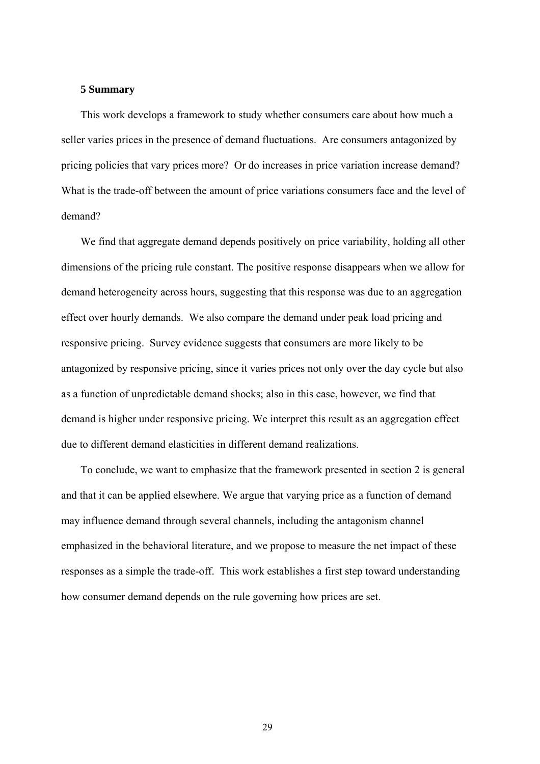## 5 Summary

This work develops a framework to study whether consumers care about how much a seller varies prices in the presence of demand fluctuations. Are consumers antagonized by pricing policies that vary prices more? Or do increases in price variation increase demand? What is the trade-off between the amount of price variations consumers face and the level of demand?

We find that aggregate demand depends positively on price variability, holding all other dimensions of the pricing rule constant. The positive response disappears when we allow for demand heterogeneity across hours, suggesting that this response was due to an aggregation effect over hourly demands. We also compare the demand under peak load pricing and responsive pricing. Survey evidence suggests that consumers are more likely to be antagonized by responsive pricing, since it varies prices not only over the day cycle but also as a function of unpredictable demand shocks; also in this case, however, we find that demand is higher under responsive pricing. We interpret this result as an aggregation effect due to different demand elasticities in different demand realizations.

To conclude, we want to emphasize that the framework presented in section 2 is general and that it can be applied elsewhere. We argue that varying price as a function of demand may influence demand through several channels, including the antagonism channel emphasized in the behavioral literature, and we propose to measure the net impact of these responses as a simple the trade-off. This work establishes a first step toward understanding how consumer demand depends on the rule governing how prices are set.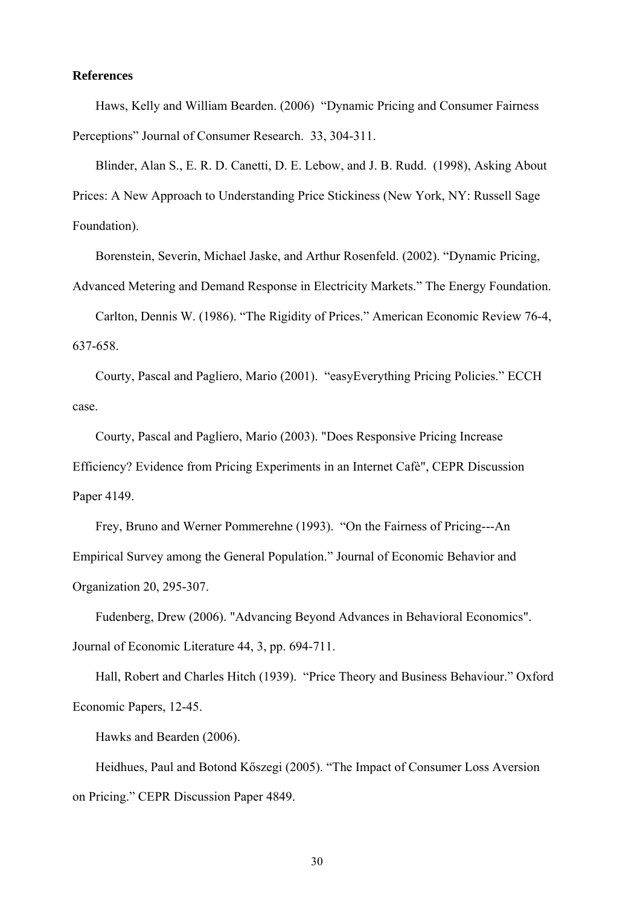**References**

Haws, Kelly and William Bearden. (2006) "Dynamic Pricing and Consumer Fairness Perceptions" Journal of Consumer Research. 33, 304-311.

Blinder, Alan S., E. R. D. Canetti, D. E. Lebow, and J. B. Rudd. (1998), Asking About Prices: A New Approach to Understanding Price Stickiness (New York, NY: Russell Sage Foundation).

Borenstein, Severin, Michael Jaske, and Arthur Rosenfeld. (2002). "Dynamic Pricing, Advanced Metering and Demand Response in Electricity Markets." The Energy Foundation.

Carlton, Dennis W. (1986). "The Rigidity of Prices." American Economic Review 76-4, 637-658.

Courty, Pascal and Pagliero, Mario (2001). "easyEverything Pricing Policies." ECCH case.

Courty, Pascal and Pagliero, Mario (2003). "Does Responsive Pricing Increase Efficiency? Evidence from Pricing Experiments in an Internet Cafè", CEPR Discussion Paper 4149.

Frey, Bruno and Werner Pommerehne (1993). "On the Fairness of Pricing---An Empirical Survey among the General Population." Journal of Economic Behavior and Organization 20, 295-307.

Fudenberg, Drew (2006). "Advancing Beyond Advances in Behavioral Economics". Journal of Economic Literature 44, 3, pp. 694-711.

Hall, Robert and Charles Hitch (1939). "Price Theory and Business Behaviour." Oxford Economic Papers, 12-45.

Hawks and Bearden (2006).

Heidhues, Paul and Botond Kőszegi (2005). "The Impact of Consumer Loss Aversion on Pricing." CEPR Discussion Paper 4849.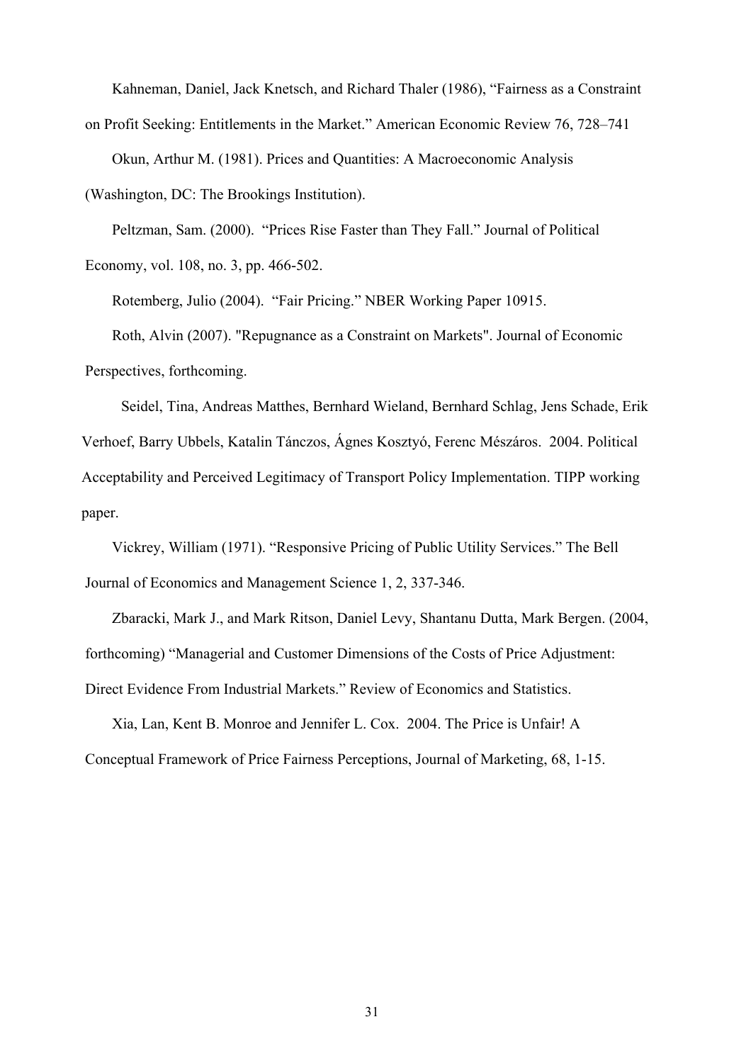Kahneman, Daniel, Jack Knetsch, and Richard Thaler (1986), "Fairness as a Constraint on Profit Seeking: Entitlements in the Market." American Economic Review 76, 728–741

Okun, Arthur M. (1981). Prices and Quantities: A Macroeconomic Analysis (Washington, DC: The Brookings Institution).

Peltzman, Sam. (2000). "Prices Rise Faster than They Fall." Journal of Political Economy, vol. 108, no. 3, pp. 466-502.

Rotemberg, Julio (2004). "Fair Pricing." NBER Working Paper 10915.

Roth, Alvin (2007). "Repugnance as a Constraint on Markets". Journal of Economic Perspectives, forthcoming.

Seidel, Tina, Andreas Matthes, Bernhard Wieland, Bernhard Schlag, Jens Schade, Erik Verhoef, Barry Ubbels, Katalin Tánczos, Ágnes Kosztyó, Ferenc Mészáros. 2004. Political Acceptability and Perceived Legitimacy of Transport Policy Implementation. TIPP working paper.

Vickrey, William (1971). "Responsive Pricing of Public Utility Services." The Bell Journal of Economics and Management Science 1, 2, 337-346.

Zbaracki, Mark J., and Mark Ritson, Daniel Levy, Shantanu Dutta, Mark Bergen. (2004, forthcoming) "Managerial and Customer Dimensions of the Costs of Price Adjustment: Direct Evidence From Industrial Markets." Review of Economics and Statistics.

Xia, Lan, Kent B. Monroe and Jennifer L. Cox. 2004. The Price is Unfair! A Conceptual Framework of Price Fairness Perceptions, Journal of Marketing, 68, 1-15.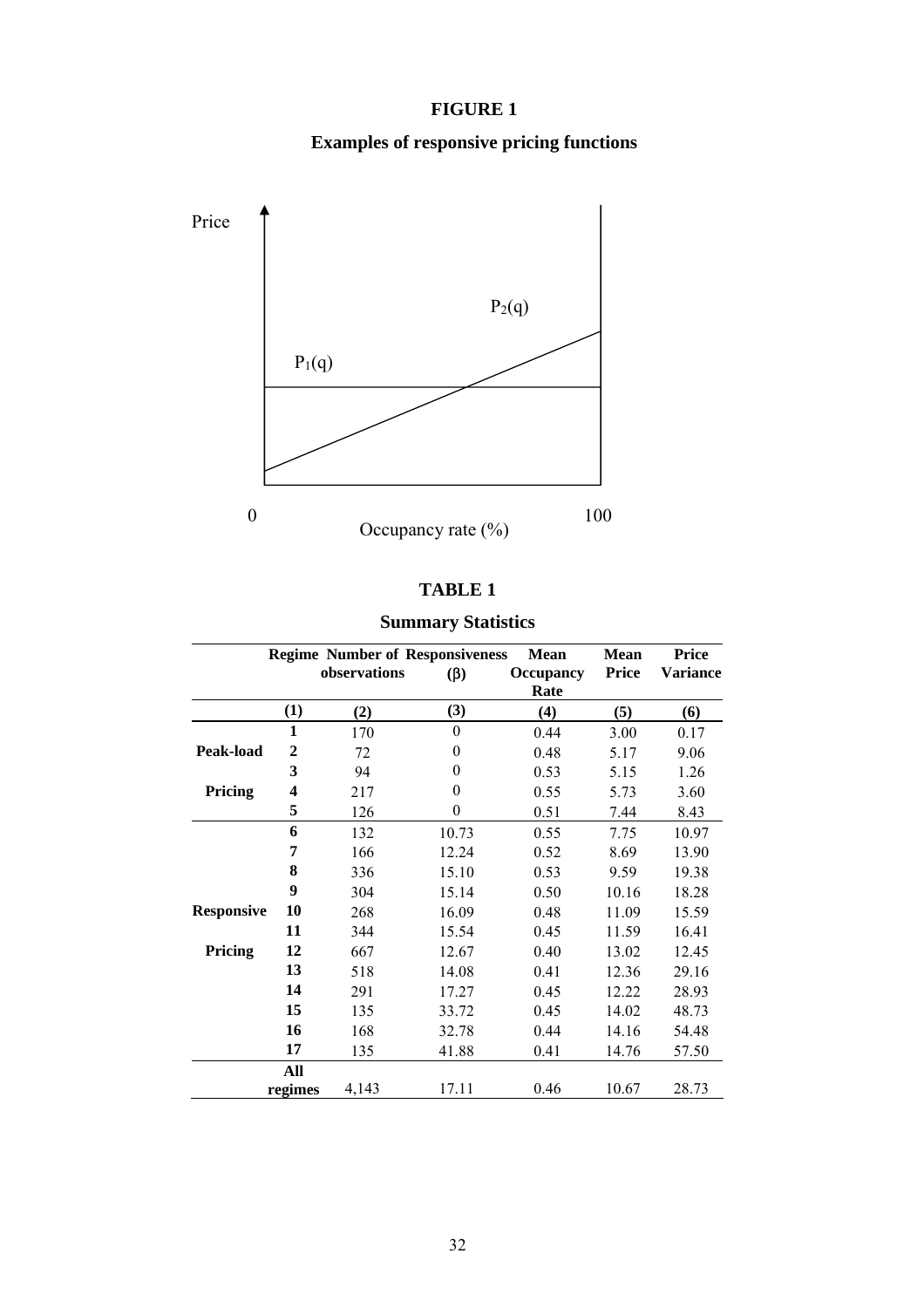# FIGURE 1

## Examples of responsive pricing functions

Price

$P_2(q)$

$P_1(q)$

0 Occupancy rate (%) 100

# TABLE 1

## Summary Statistics

| | Regime | Number of observations | Responsiveness (β) | Mean Occupancy Rate | Mean Price | Price Variance |
|---|---|---|---|---|---|---|
| | (1) | (2) | (3) | (4) | (5) | (6) |
| | 1 | 170 | 0 | 0.44 | 3.00 | 0.17 |
| Peak-load | 2 | 72 | 0 | 0.48 | 5.17 | 9.06 |
| | 3 | 94 | 0 | 0.53 | 5.15 | 1.26 |
| Pricing | 4 | 217 | 0 | 0.55 | 5.73 | 3.60 |
| | 5 | 126 | 0 | 0.51 | 7.44 | 8.43 |
| | 6 | 132 | 10.73 | 0.55 | 7.75 | 10.97 |
| | 7 | 166 | 12.24 | 0.52 | 8.69 | 13.90 |
| | 8 | 336 | 15.10 | 0.53 | 9.59 | 19.38 |
| | 9 | 304 | 15.14 | 0.50 | 10.16 | 18.28 |
| Responsive | 10 | 268 | 16.09 | 0.48 | 11.09 | 15.59 |
| | 11 | 344 | 15.54 | 0.45 | 11.59 | 16.41 |
| Pricing | 12 | 667 | 12.67 | 0.40 | 13.02 | 12.45 |
| | 13 | 518 | 14.08 | 0.41 | 12.36 | 29.16 |
| | 14 | 291 | 17.27 | 0.45 | 12.22 | 28.93 |
| | 15 | 135 | 33.72 | 0.45 | 14.02 | 48.73 |
| | 16 | 168 | 32.78 | 0.44 | 14.16 | 54.48 |
| | 17 | 135 | 41.88 | 0.41 | 14.76 | 57.50 |
| | All regimes | 4,143 | 17.11 | 0.46 | 10.67 | 28.73 |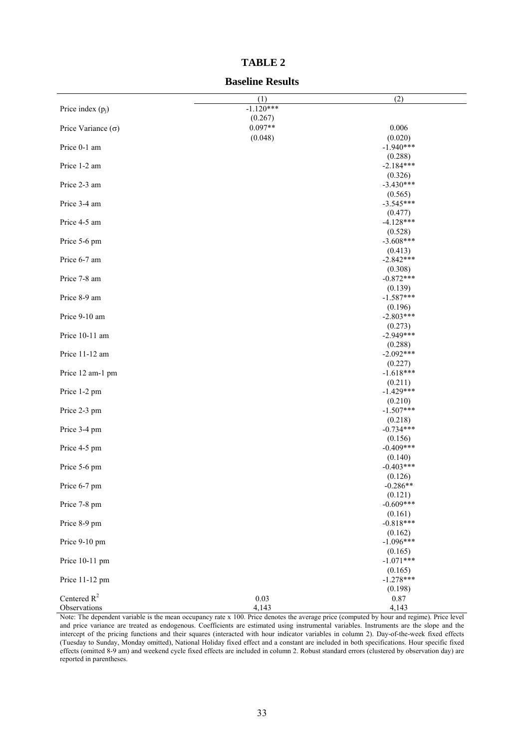# TABLE 2

## Baseline Results

| | (1) | (2) |
|---|---|---|
| Price index ($p_j$) | -1.120*** | |
| | (0.267) | |
| Price Variance ($\sigma$) | 0.097** | 0.006 |
| | (0.048) | (0.020) |
| Price 0-1 am | | -1.940*** |
| | | (0.288) |
| Price 1-2 am | | -2.184*** |
| | | (0.326) |
| Price 2-3 am | | -3.430*** |
| | | (0.565) |
| Price 3-4 am | | -3.545*** |
| | | (0.477) |
| Price 4-5 am | | -4.128*** |
| | | (0.528) |
| Price 5-6 pm | | -3.608*** |
| | | (0.413) |
| Price 6-7 am | | -2.842*** |
| | | (0.308) |
| Price 7-8 am | | -0.872*** |
| | | (0.139) |
| Price 8-9 am | | -1.587*** |
| | | (0.196) |
| Price 9-10 am | | -2.803*** |
| | | (0.273) |
| Price 10-11 am | | -2.949*** |
| | | (0.288) |
| Price 11-12 am | | -2.092*** |
| | | (0.227) |
| Price 12 am-1 pm | | -1.618*** |
| | | (0.211) |
| Price 1-2 pm | | -1.429*** |
| | | (0.210) |
| Price 2-3 pm | | -1.507*** |
| | | (0.218) |
| Price 3-4 pm | | -0.734*** |
| | | (0.156) |
| Price 4-5 pm | | -0.409*** |
| | | (0.140) |
| Price 5-6 pm | | -0.403*** |
| | | (0.126) |
| Price 6-7 pm | | -0.286** |
| | | (0.121) |
| Price 7-8 pm | | -0.609*** |
| | | (0.161) |
| Price 8-9 pm | | -0.818*** |
| | | (0.162) |
| Price 9-10 pm | | -1.096*** |
| | | (0.165) |
| Price 10-11 pm | | -1.071*** |
| | | (0.165) |
| Price 11-12 pm | | -1.278*** |
| | | (0.198) |
| Centered $R^2$ | 0.03 | 0.87 |
| Observations | 4,143 | 4,143 |

Note: The dependent variable is the mean occupancy rate x 100. Price denotes the average price (computed by hour and regime). Price level and price variance are treated as endogenous. Coefficients are estimated using instrumental variables. Instruments are the slope and the intercept of the pricing functions and their squares (interacted with hour indicator variables in column 2). Day-of-the-week fixed effects (Tuesday to Sunday, Monday omitted), National Holiday fixed effect and a constant are included in both specifications. Hour specific fixed effects (omitted 8-9 am) and weekend cycle fixed effects are included in column 2. Robust standard errors (clustered by observation day) are reported in parentheses.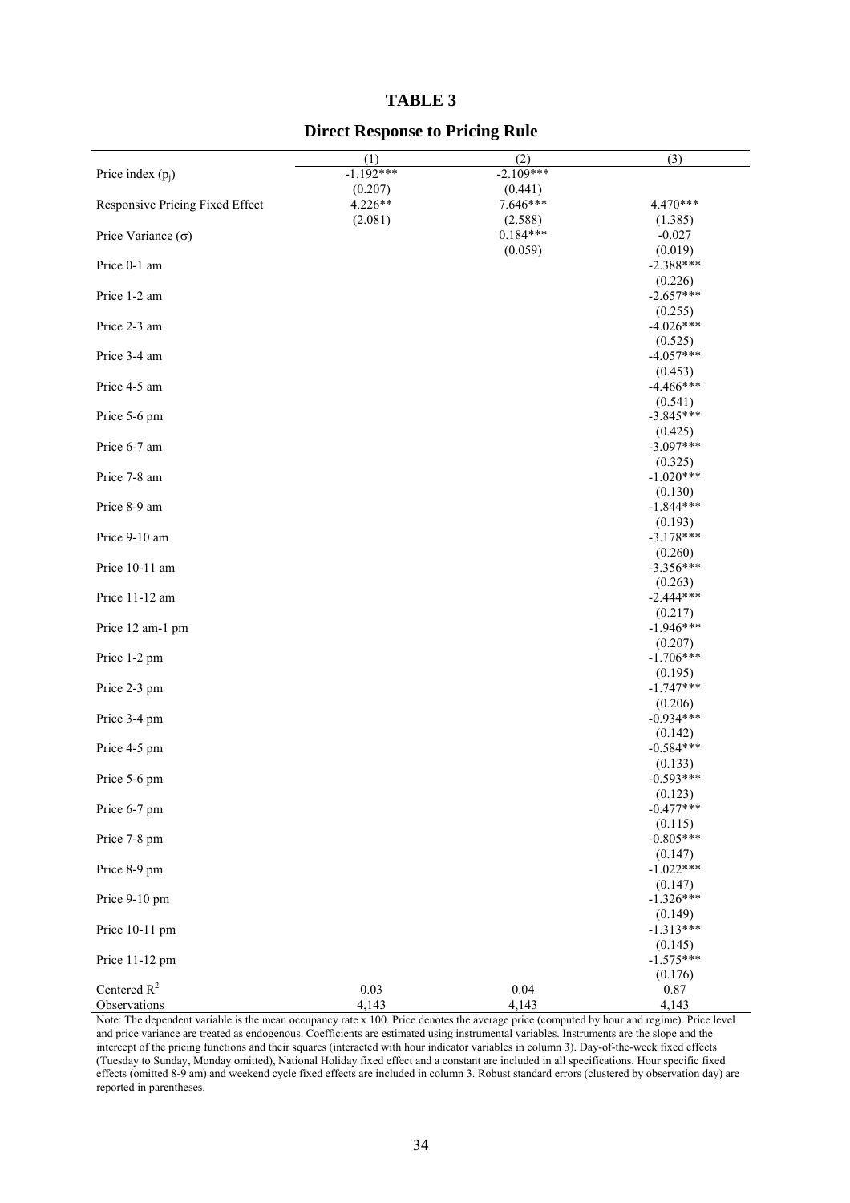# TABLE 3

## Direct Response to Pricing Rule

| | (1) | (2) | (3) |
|---|---|---|---|
| Price index ($p_j$) | -1.192*** | -2.109*** | |
| | (0.207) | (0.441) | |
| Responsive Pricing Fixed Effect | 4.226** | 7.646*** | 4.470*** |
| | (2.081) | (2.588) | (1.385) |
| Price Variance ($\sigma$) | | 0.184*** | -0.027 |
| | | (0.059) | (0.019) |
| Price 0-1 am | | | -2.388*** |
| | | | (0.226) |
| Price 1-2 am | | | -2.657*** |
| | | | (0.255) |
| Price 2-3 am | | | -4.026*** |
| | | | (0.525) |
| Price 3-4 am | | | -4.057*** |
| | | | (0.453) |
| Price 4-5 am | | | -4.466*** |
| | | | (0.541) |
| Price 5-6 pm | | | -3.845*** |
| | | | (0.425) |
| Price 6-7 am | | | -3.097*** |
| | | | (0.325) |
| Price 7-8 am | | | -1.020*** |
| | | | (0.130) |
| Price 8-9 am | | | -1.844*** |
| | | | (0.193) |
| Price 9-10 am | | | -3.178*** |
| | | | (0.260) |
| Price 10-11 am | | | -3.356*** |
| | | | (0.263) |
| Price 11-12 am | | | -2.444*** |
| | | | (0.217) |
| Price 12 am-1 pm | | | -1.946*** |
| | | | (0.207) |
| Price 1-2 pm | | | -1.706*** |
| | | | (0.195) |
| Price 2-3 pm | | | -1.747*** |
| | | | (0.206) |
| Price 3-4 pm | | | -0.934*** |
| | | | (0.142) |
| Price 4-5 pm | | | -0.584*** |
| | | | (0.133) |
| Price 5-6 pm | | | -0.593*** |
| | | | (0.123) |
| Price 6-7 pm | | | -0.477*** |
| | | | (0.115) |
| Price 7-8 pm | | | -0.805*** |
| | | | (0.147) |
| Price 8-9 pm | | | -1.022*** |
| | | | (0.147) |
| Price 9-10 pm | | | -1.326*** |
| | | | (0.149) |
| Price 10-11 pm | | | -1.313*** |
| | | | (0.145) |
| Price 11-12 pm | | | -1.575*** |
| | | | (0.176) |
| Centered $R^2$ | 0.03 | 0.04 | 0.87 |
| Observations | 4,143 | 4,143 | 4,143 |

Note: The dependent variable is the mean occupancy rate x 100. Price denotes the average price (computed by hour and regime). Price level and price variance are treated as endogenous. Coefficients are estimated using instrumental variables. Instruments are the slope and the intercept of the pricing functions and their squares (interacted with hour indicator variables in column 3). Day-of-the-week fixed effects (Tuesday to Sunday, Monday omitted), National Holiday fixed effect and a constant are included in all specifications. Hour specific fixed effects (omitted 8-9 am) and weekend cycle fixed effects are included in column 3. Robust standard errors (clustered by observation day) are reported in parentheses.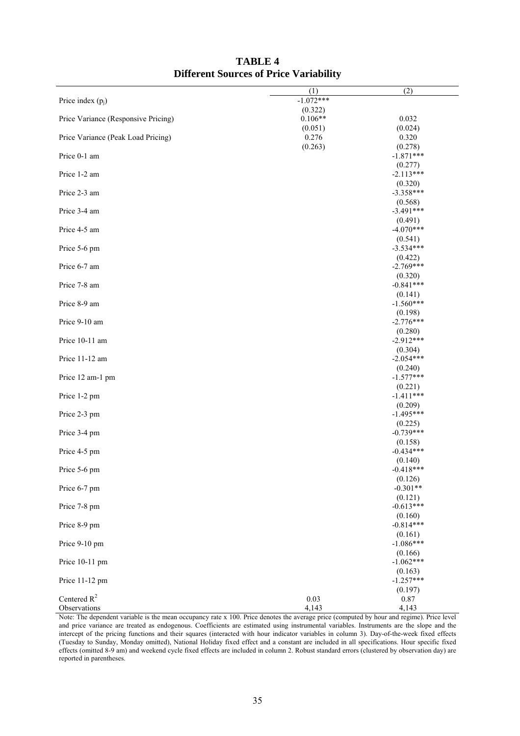**TABLE 4**
**Different Sources of Price Variability**

| | (1) | (2) |
|---|---|---|
| Price index ($p_j$) | -1.072*** | |
| | (0.322) | |
| Price Variance (Responsive Pricing) | 0.106** | 0.032 |
| | (0.051) | (0.024) |
| Price Variance (Peak Load Pricing) | 0.276 | 0.320 |
| | (0.263) | (0.278) |
| Price 0-1 am | | -1.871*** |
| | | (0.277) |
| Price 1-2 am | | -2.113*** |
| | | (0.320) |
| Price 2-3 am | | -3.358*** |
| | | (0.568) |
| Price 3-4 am | | -3.491*** |
| | | (0.491) |
| Price 4-5 am | | -4.070*** |
| | | (0.541) |
| Price 5-6 pm | | -3.534*** |
| | | (0.422) |
| Price 6-7 am | | -2.769*** |
| | | (0.320) |
| Price 7-8 am | | -0.841*** |
| | | (0.141) |
| Price 8-9 am | | -1.560*** |
| | | (0.198) |
| Price 9-10 am | | -2.776*** |
| | | (0.280) |
| Price 10-11 am | | -2.912*** |
| | | (0.304) |
| Price 11-12 am | | -2.054*** |
| | | (0.240) |
| Price 12 am-1 pm | | -1.577*** |
| | | (0.221) |
| Price 1-2 pm | | -1.411*** |
| | | (0.209) |
| Price 2-3 pm | | -1.495*** |
| | | (0.225) |
| Price 3-4 pm | | -0.739*** |
| | | (0.158) |
| Price 4-5 pm | | -0.434*** |
| | | (0.140) |
| Price 5-6 pm | | -0.418*** |
| | | (0.126) |
| Price 6-7 pm | | -0.301** |
| | | (0.121) |
| Price 7-8 pm | | -0.613*** |
| | | (0.160) |
| Price 8-9 pm | | -0.814*** |
| | | (0.161) |
| Price 9-10 pm | | -1.086*** |
| | | (0.166) |
| Price 10-11 pm | | -1.062*** |
| | | (0.163) |
| Price 11-12 pm | | -1.257*** |
| | | (0.197) |
| Centered $R^2$ | 0.03 | 0.87 |
| Observations | 4,143 | 4,143 |

Note: The dependent variable is the mean occupancy rate x 100. Price denotes the average price (computed by hour and regime). Price level and price variance are treated as endogenous. Coefficients are estimated using instrumental variables. Instruments are the slope and the intercept of the pricing functions and their squares (interacted with hour indicator variables in column 3). Day-of-the-week fixed effects (Tuesday to Sunday, Monday omitted), National Holiday fixed effect and a constant are included in all specifications. Hour specific fixed effects (omitted 8-9 am) and weekend cycle fixed effects are included in column 2. Robust standard errors (clustered by observation day) are reported in parentheses.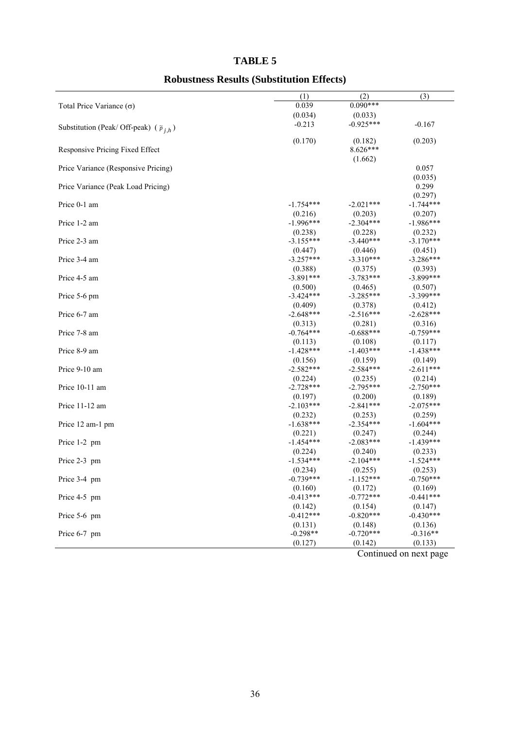# TABLE 5

## Robustness Results (Substitution Effects)

| | (1) | (2) | (3) |
|---|---|---|---|
| Total Price Variance ($\sigma$) | 0.039 | 0.090*** | |
| | (0.034) | (0.033) | |
| Substitution (Peak/ Off-peak) ( $\tilde{p}_{j,h}$ ) | -0.213 | -0.925*** | -0.167 |
| | (0.170) | (0.182) | (0.203) |
| Responsive Pricing Fixed Effect | | 8.626*** | |
| | | (1.662) | |
| Price Variance (Responsive Pricing) | | | 0.057 |
| | | | (0.035) |
| Price Variance (Peak Load Pricing) | | | 0.299 |
| | | | (0.297) |
| Price 0-1 am | -1.754*** | -2.021*** | -1.744*** |
| | (0.216) | (0.203) | (0.207) |
| Price 1-2 am | -1.996*** | -2.304*** | -1.986*** |
| | (0.238) | (0.228) | (0.232) |
| Price 2-3 am | -3.155*** | -3.440*** | -3.170*** |
| | (0.447) | (0.446) | (0.451) |
| Price 3-4 am | -3.257*** | -3.310*** | -3.286*** |
| | (0.388) | (0.375) | (0.393) |
| Price 4-5 am | -3.891*** | -3.783*** | -3.899*** |
| | (0.500) | (0.465) | (0.507) |
| Price 5-6 pm | -3.424*** | -3.285*** | -3.399*** |
| | (0.409) | (0.378) | (0.412) |
| Price 6-7 am | -2.648*** | -2.516*** | -2.628*** |
| | (0.313) | (0.281) | (0.316) |
| Price 7-8 am | -0.764*** | -0.688*** | -0.759*** |
| | (0.113) | (0.108) | (0.117) |
| Price 8-9 am | -1.428*** | -1.403*** | -1.438*** |
| | (0.156) | (0.159) | (0.149) |
| Price 9-10 am | -2.582*** | -2.584*** | -2.611*** |
| | (0.224) | (0.235) | (0.214) |
| Price 10-11 am | -2.728*** | -2.795*** | -2.750*** |
| | (0.197) | (0.200) | (0.189) |
| Price 11-12 am | -2.103*** | -2.841*** | -2.075*** |
| | (0.232) | (0.253) | (0.259) |
| Price 12 am-1 pm | -1.638*** | -2.354*** | -1.604*** |
| | (0.221) | (0.247) | (0.244) |
| Price 1-2 pm | -1.454*** | -2.083*** | -1.439*** |
| | (0.224) | (0.240) | (0.233) |
| Price 2-3 pm | -1.534*** | -2.104*** | -1.524*** |
| | (0.234) | (0.255) | (0.253) |
| Price 3-4 pm | -0.739*** | -1.152*** | -0.750*** |
| | (0.160) | (0.172) | (0.169) |
| Price 4-5 pm | -0.413*** | -0.772*** | -0.441*** |
| | (0.142) | (0.154) | (0.147) |
| Price 5-6 pm | -0.412*** | -0.820*** | -0.430*** |
| | (0.131) | (0.148) | (0.136) |
| Price 6-7 pm | -0.298** | -0.720*** | -0.316** |
| | (0.127) | (0.142) | (0.133) |

Continued on next page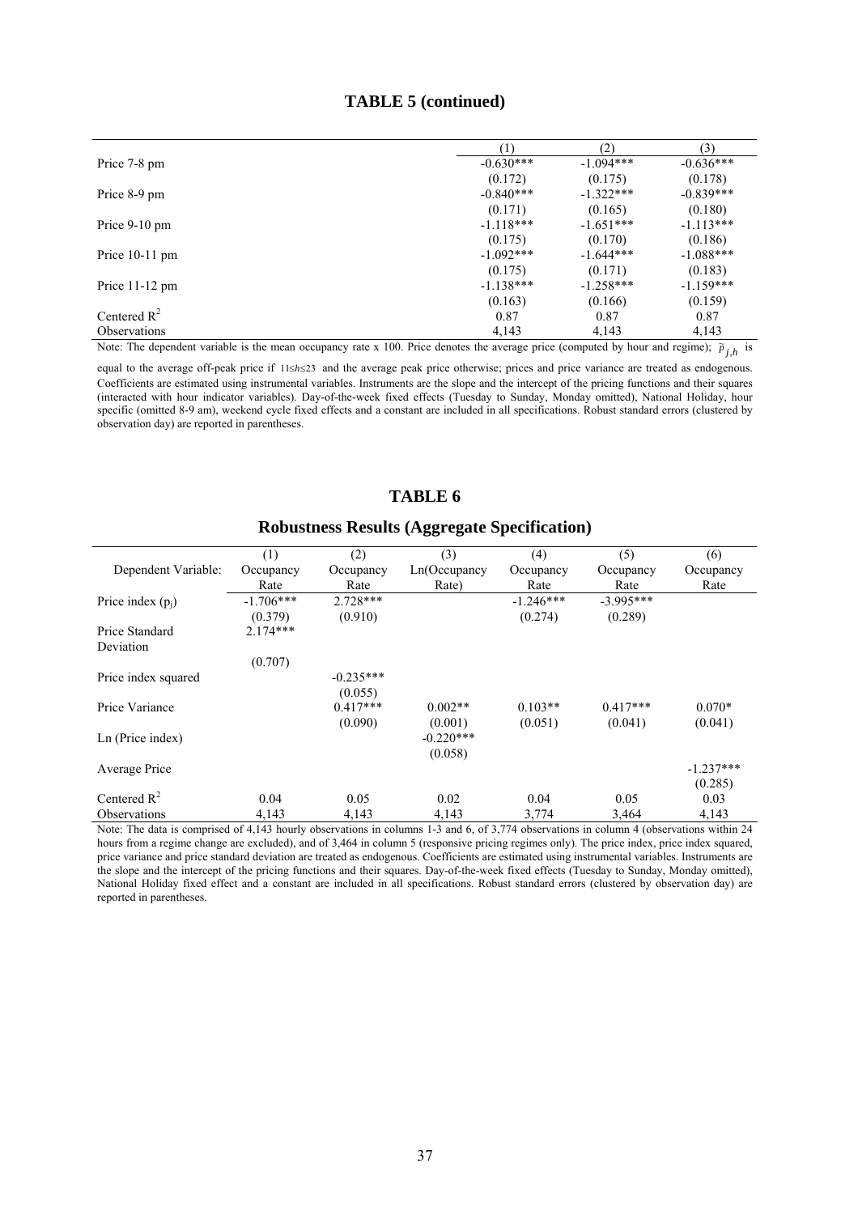## TABLE 5 (continued)

| | (1) | (2) | (3) |
|---|---|---|---|
| Price 7-8 pm | -0.630*** | -1.094*** | -0.636*** |
| | (0.172) | (0.175) | (0.178) |
| Price 8-9 pm | -0.840*** | -1.322*** | -0.839*** |
| | (0.171) | (0.165) | (0.180) |
| Price 9-10 pm | -1.118*** | -1.651*** | -1.113*** |
| | (0.175) | (0.170) | (0.186) |
| Price 10-11 pm | -1.092*** | -1.644*** | -1.088*** |
| | (0.175) | (0.171) | (0.183) |
| Price 11-12 pm | -1.138*** | -1.258*** | -1.159*** |
| | (0.163) | (0.166) | (0.159) |
| Centered $R^2$ | 0.87 | 0.87 | 0.87 |
| Observations | 4,143 | 4,143 | 4,143 |

Note: The dependent variable is the mean occupancy rate x 100. Price denotes the average price (computed by hour and regime); $\tilde{p}_{j,h}$ is equal to the average off-peak price if $11 \leq h \leq 23$ and the average peak price otherwise; prices and price variance are treated as endogenous. Coefficients are estimated using instrumental variables. Instruments are the slope and the intercept of the pricing functions and their squares (interacted with hour indicator variables). Day-of-the-week fixed effects (Tuesday to Sunday, Monday omitted), National Holiday, hour specific (omitted 8-9 am), weekend cycle fixed effects and a constant are included in all specifications. Robust standard errors (clustered by observation day) are reported in parentheses.

## TABLE 6

### Robustness Results (Aggregate Specification)

| | (1) | (2) | (3) | (4) | (5) | (6) |
|---|---|---|---|---|---|---|
| Dependent Variable: | Occupancy Rate | Occupancy Rate | Ln(Occupancy Rate) | Occupancy Rate | Occupancy Rate | Occupancy Rate |
| Price index ($p_j$) | -1.706*** | 2.728*** | | -1.246*** | -3.995*** | |
| | (0.379) | (0.910) | | (0.274) | (0.289) | |
| Price Standard Deviation | 2.174*** | | | | | |
| | (0.707) | | | | | |
| Price index squared | | -0.235*** | | | | |
| | | (0.055) | | | | |
| Price Variance | | 0.417*** | 0.002** | 0.103** | 0.417*** | 0.070* |
| | | (0.090) | (0.001) | (0.051) | (0.041) | (0.041) |
| Ln (Price index) | | | -0.220*** | | | |
| | | | (0.058) | | | |
| Average Price | | | | | | -1.237*** |
| | | | | | | (0.285) |
| Centered $R^2$ | 0.04 | 0.05 | 0.02 | 0.04 | 0.05 | 0.03 |
| Observations | 4,143 | 4,143 | 4,143 | 3,774 | 3,464 | 4,143 |

Note: The data is comprised of 4,143 hourly observations in columns 1-3 and 6, of 3,774 observations in column 4 (observations within 24 hours from a regime change are excluded), and of 3,464 in column 5 (responsive pricing regimes only). The price index, price index squared, price variance and price standard deviation are treated as endogenous. Coefficients are estimated using instrumental variables. Instruments are the slope and the intercept of the pricing functions and their squares. Day-of-the-week fixed effects (Tuesday to Sunday, Monday omitted), National Holiday fixed effect and a constant are included in all specifications. Robust standard errors (clustered by observation day) are reported in parentheses.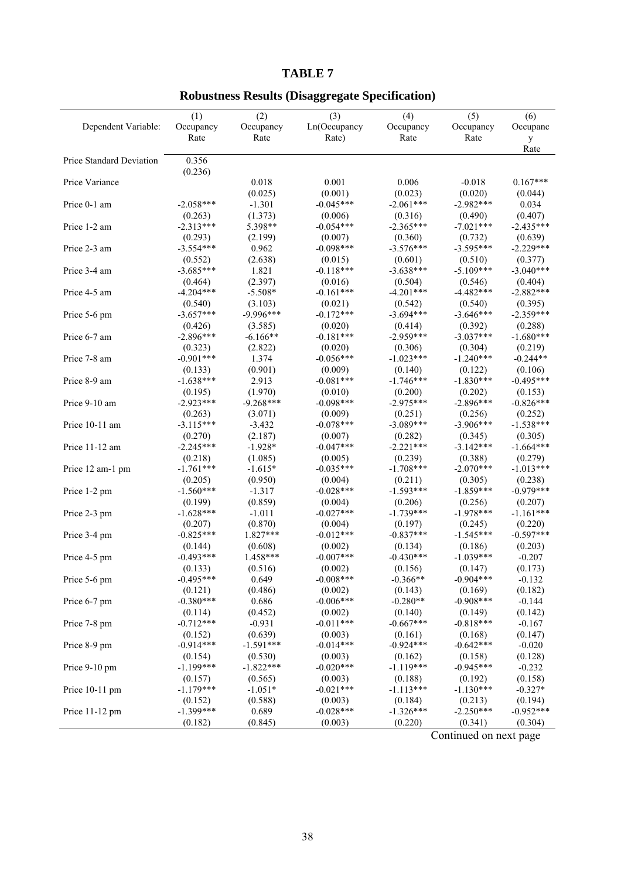# TABLE 7

## Robustness Results (Disaggregate Specification)

| Dependent Variable: | (1) Occupancy Rate | (2) Occupancy Rate | (3) Ln(Occupancy Rate) | (4) Occupancy Rate | (5) Occupancy Rate | (6) Occupancy Rate |
|---|---|---|---|---|---|---|
| Price Standard Deviation | 0.356 | | | | | |
| | (0.236) | | | | | |
| Price Variance | | 0.018 | 0.001 | 0.006 | -0.018 | 0.167*** |
| | | (0.025) | (0.001) | (0.023) | (0.020) | (0.044) |
| Price 0-1 am | -2.058*** | -1.301 | -0.045*** | -2.061*** | -2.982*** | 0.034 |
| | (0.263) | (1.373) | (0.006) | (0.316) | (0.490) | (0.407) |
| Price 1-2 am | -2.313*** | 5.398** | -0.054*** | -2.365*** | -7.021*** | -2.435*** |
| | (0.293) | (2.199) | (0.007) | (0.360) | (0.732) | (0.639) |
| Price 2-3 am | -3.554*** | 0.962 | -0.098*** | -3.576*** | -3.595*** | -2.229*** |
| | (0.552) | (2.638) | (0.015) | (0.601) | (0.510) | (0.377) |
| Price 3-4 am | -3.685*** | 1.821 | -0.118*** | -3.638*** | -5.109*** | -3.040*** |
| | (0.464) | (2.397) | (0.016) | (0.504) | (0.546) | (0.404) |
| Price 4-5 am | -4.204*** | -5.508* | -0.161*** | -4.201*** | -4.482*** | -2.882*** |
| | (0.540) | (3.103) | (0.021) | (0.542) | (0.540) | (0.395) |
| Price 5-6 pm | -3.657*** | -9.996*** | -0.172*** | -3.694*** | -3.646*** | -2.359*** |
| | (0.426) | (3.585) | (0.020) | (0.414) | (0.392) | (0.288) |
| Price 6-7 am | -2.896*** | -6.166** | -0.181*** | -2.959*** | -3.037*** | -1.680*** |
| | (0.323) | (2.822) | (0.020) | (0.306) | (0.304) | (0.219) |
| Price 7-8 am | -0.901*** | 1.374 | -0.056*** | -1.023*** | -1.240*** | -0.244** |
| | (0.133) | (0.901) | (0.009) | (0.140) | (0.122) | (0.106) |
| Price 8-9 am | -1.638*** | 2.913 | -0.081*** | -1.746*** | -1.830*** | -0.495*** |
| | (0.195) | (1.970) | (0.010) | (0.200) | (0.202) | (0.153) |
| Price 9-10 am | -2.923*** | -9.268*** | -0.098*** | -2.975*** | -2.896*** | -0.826*** |
| | (0.263) | (3.071) | (0.009) | (0.251) | (0.256) | (0.252) |
| Price 10-11 am | -3.115*** | -3.432 | -0.078*** | -3.089*** | -3.906*** | -1.538*** |
| | (0.270) | (2.187) | (0.007) | (0.282) | (0.345) | (0.305) |
| Price 11-12 am | -2.245*** | -1.928* | -0.047*** | -2.221*** | -3.142*** | -1.664*** |
| | (0.218) | (1.085) | (0.005) | (0.239) | (0.388) | (0.279) |
| Price 12 am-1 pm | -1.761*** | -1.615* | -0.035*** | -1.708*** | -2.070*** | -1.013*** |
| | (0.205) | (0.950) | (0.004) | (0.211) | (0.305) | (0.238) |
| Price 1-2 pm | -1.560*** | -1.317 | -0.028*** | -1.593*** | -1.859*** | -0.979*** |
| | (0.199) | (0.859) | (0.004) | (0.206) | (0.256) | (0.207) |
| Price 2-3 pm | -1.628*** | -1.011 | -0.027*** | -1.739*** | -1.978*** | -1.161*** |
| | (0.207) | (0.870) | (0.004) | (0.197) | (0.245) | (0.220) |
| Price 3-4 pm | -0.825*** | 1.827*** | -0.012*** | -0.837*** | -1.545*** | -0.597*** |
| | (0.144) | (0.608) | (0.002) | (0.134) | (0.186) | (0.203) |
| Price 4-5 pm | -0.493*** | 1.458*** | -0.007*** | -0.430*** | -1.039*** | -0.207 |
| | (0.133) | (0.516) | (0.002) | (0.156) | (0.147) | (0.173) |
| Price 5-6 pm | -0.495*** | 0.649 | -0.008*** | -0.366** | -0.904*** | -0.132 |
| | (0.121) | (0.486) | (0.002) | (0.143) | (0.169) | (0.182) |
| Price 6-7 pm | -0.380*** | 0.686 | -0.006*** | -0.280** | -0.908*** | -0.144 |
| | (0.114) | (0.452) | (0.002) | (0.140) | (0.149) | (0.142) |
| Price 7-8 pm | -0.712*** | -0.931 | -0.011*** | -0.667*** | -0.818*** | -0.167 |
| | (0.152) | (0.639) | (0.003) | (0.161) | (0.168) | (0.147) |
| Price 8-9 pm | -0.914*** | -1.591*** | -0.014*** | -0.924*** | -0.642*** | -0.020 |
| | (0.154) | (0.530) | (0.003) | (0.162) | (0.158) | (0.128) |
| Price 9-10 pm | -1.199*** | -1.822*** | -0.020*** | -1.119*** | -0.945*** | -0.232 |
| | (0.157) | (0.565) | (0.003) | (0.188) | (0.192) | (0.158) |
| Price 10-11 pm | -1.179*** | -1.051* | -0.021*** | -1.113*** | -1.130*** | -0.327* |
| | (0.152) | (0.588) | (0.003) | (0.184) | (0.213) | (0.194) |
| Price 11-12 pm | -1.399*** | 0.689 | -0.028*** | -1.326*** | -2.250*** | -0.952*** |
| | (0.182) | (0.845) | (0.003) | (0.220) | (0.341) | (0.304) |

Continued on next page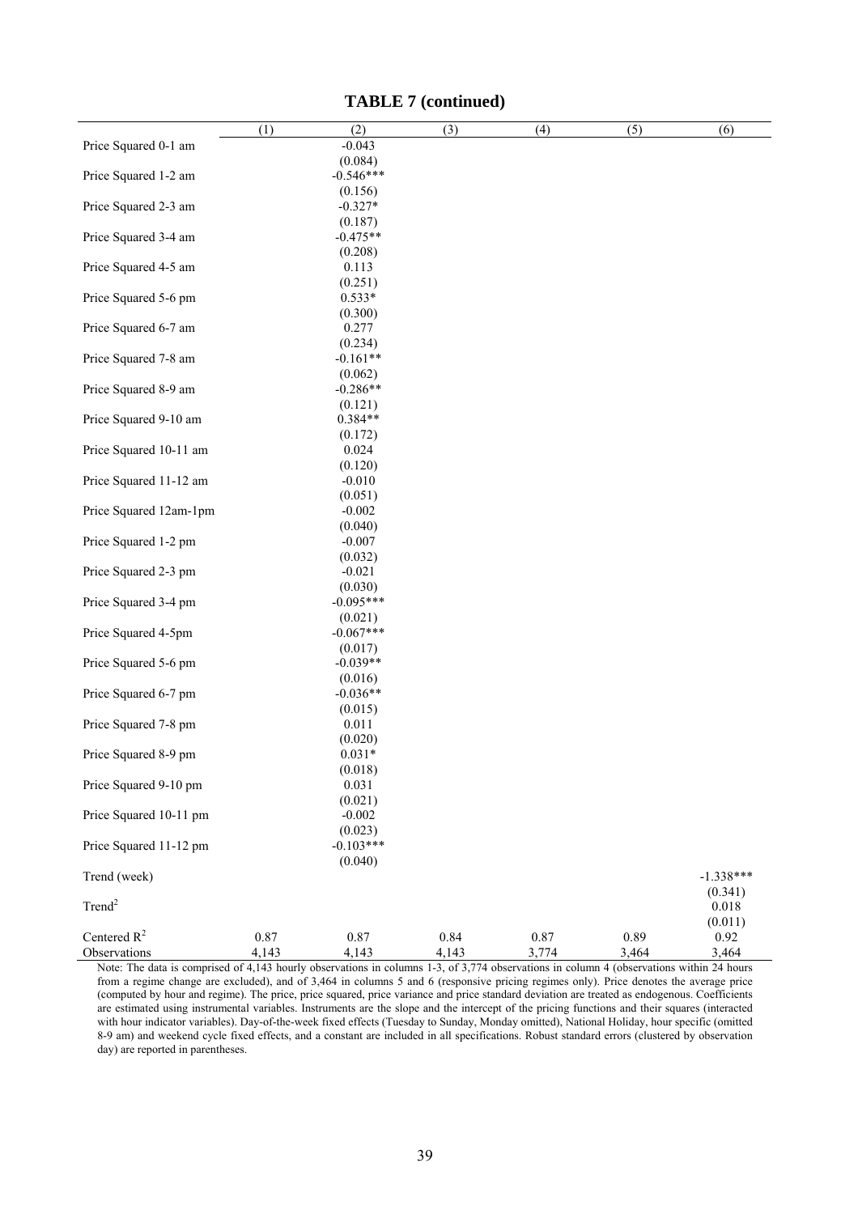**TABLE 7 (continued)**

| | (1) | (2) | (3) | (4) | (5) | (6) |
|---|---|---|---|---|---|---|
| Price Squared 0-1 am | | -0.043 | | | | |
| | | (0.084) | | | | |
| Price Squared 1-2 am | | -0.546*** | | | | |
| | | (0.156) | | | | |
| Price Squared 2-3 am | | -0.327* | | | | |
| | | (0.187) | | | | |
| Price Squared 3-4 am | | -0.475** | | | | |
| | | (0.208) | | | | |
| Price Squared 4-5 am | | 0.113 | | | | |
| | | (0.251) | | | | |
| Price Squared 5-6 pm | | 0.533* | | | | |
| | | (0.300) | | | | |
| Price Squared 6-7 am | | 0.277 | | | | |
| | | (0.234) | | | | |
| Price Squared 7-8 am | | -0.161** | | | | |
| | | (0.062) | | | | |
| Price Squared 8-9 am | | -0.286** | | | | |
| | | (0.121) | | | | |
| Price Squared 9-10 am | | 0.384** | | | | |
| | | (0.172) | | | | |
| Price Squared 10-11 am | | 0.024 | | | | |
| | | (0.120) | | | | |
| Price Squared 11-12 am | | -0.010 | | | | |
| | | (0.051) | | | | |
| Price Squared 12am-1pm | | -0.002 | | | | |
| | | (0.040) | | | | |
| Price Squared 1-2 pm | | -0.007 | | | | |
| | | (0.032) | | | | |
| Price Squared 2-3 pm | | -0.021 | | | | |
| | | (0.030) | | | | |
| Price Squared 3-4 pm | | -0.095*** | | | | |
| | | (0.021) | | | | |
| Price Squared 4-5pm | | -0.067*** | | | | |
| | | (0.017) | | | | |
| Price Squared 5-6 pm | | -0.039** | | | | |
| | | (0.016) | | | | |
| Price Squared 6-7 pm | | -0.036** | | | | |
| | | (0.015) | | | | |
| Price Squared 7-8 pm | | 0.011 | | | | |
| | | (0.020) | | | | |
| Price Squared 8-9 pm | | 0.031* | | | | |
| | | (0.018) | | | | |
| Price Squared 9-10 pm | | 0.031 | | | | |
| | | (0.021) | | | | |
| Price Squared 10-11 pm | | -0.002 | | | | |
| | | (0.023) | | | | |
| Price Squared 11-12 pm | | -0.103*** | | | | |
| | | (0.040) | | | | |
| Trend (week) | | | | | | -1.338*** |
| | | | | | | (0.341) |
| $Trend^2$ | | | | | | 0.018 |
| | | | | | | (0.011) |
| Centered $R^2$ | 0.87 | 0.87 | 0.84 | 0.87 | 0.89 | 0.92 |
| Observations | 4,143 | 4,143 | 4,143 | 3,774 | 3,464 | 3,464 |

Note: The data is comprised of 4,143 hourly observations in columns 1-3, of 3,774 observations in column 4 (observations within 24 hours from a regime change are excluded), and of 3,464 in columns 5 and 6 (responsive pricing regimes only). Price denotes the average price (computed by hour and regime). The price, price squared, price variance and price standard deviation are treated as endogenous. Coefficients are estimated using instrumental variables. Instruments are the slope and the intercept of the pricing functions and their squares (interacted with hour indicator variables). Day-of-the-week fixed effects (Tuesday to Sunday, Monday omitted), National Holiday, hour specific (omitted 8-9 am) and weekend cycle fixed effects, and a constant are included in all specifications. Robust standard errors (clustered by observation day) are reported in parentheses.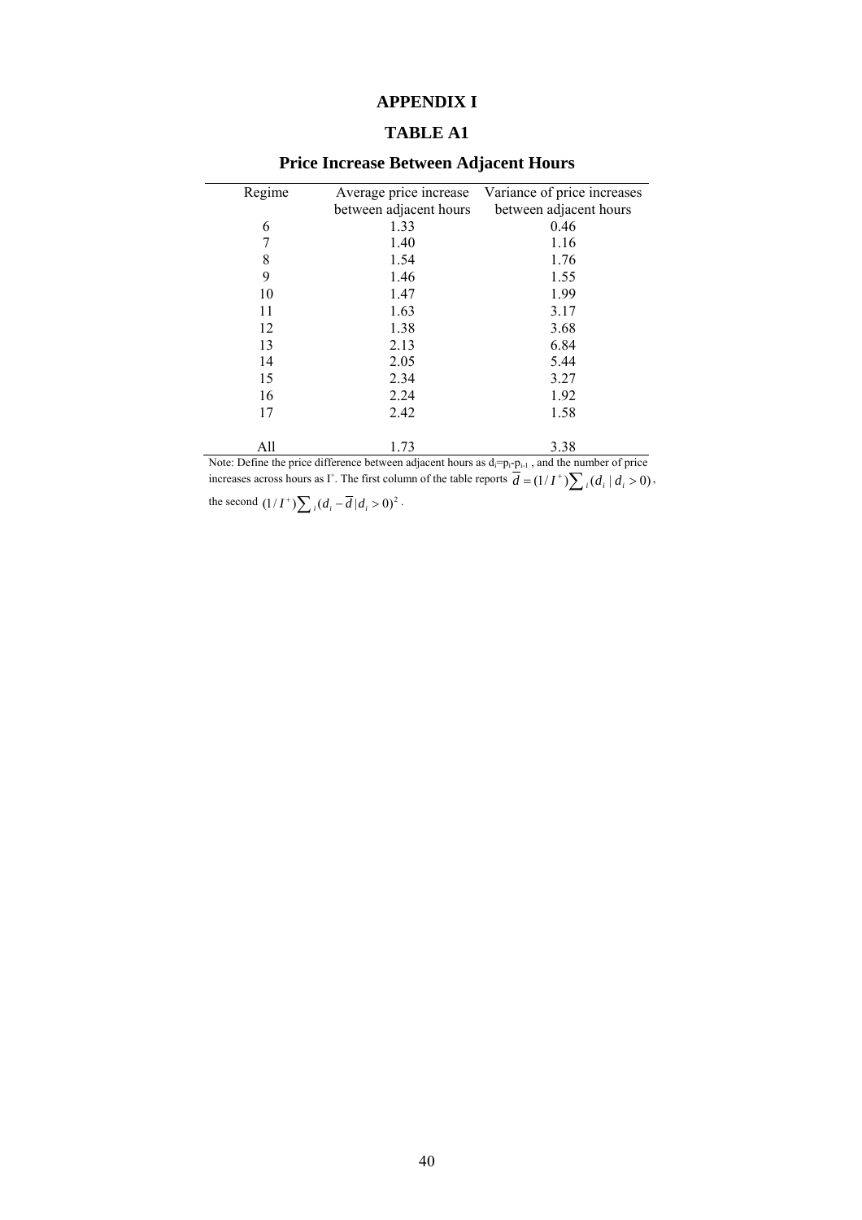# APPENDIX I

## TABLE A1

### Price Increase Between Adjacent Hours

| Regime | Average price increase between adjacent hours | Variance of price increases between adjacent hours |
|---|---|---|
| 6 | 1.33 | 0.46 |
| 7 | 1.40 | 1.16 |
| 8 | 1.54 | 1.76 |
| 9 | 1.46 | 1.55 |
| 10 | 1.47 | 1.99 |
| 11 | 1.63 | 3.17 |
| 12 | 1.38 | 3.68 |
| 13 | 2.13 | 6.84 |
| 14 | 2.05 | 5.44 |
| 15 | 2.34 | 3.27 |
| 16 | 2.24 | 1.92 |
| 17 | 2.42 | 1.58 |
| All | 1.73 | 3.38 |

Note: Define the price difference between adjacent hours as $d_i = p_i - p_{i-1}$, and the number of price increases across hours as $I^+$. The first column of the table reports $\overline{d} = (1/I^+)\sum_i (d_i \mid d_i > 0)$, the second $(1/I^+)\sum_i (d_i - \overline{d} \mid d_i > 0)^2$.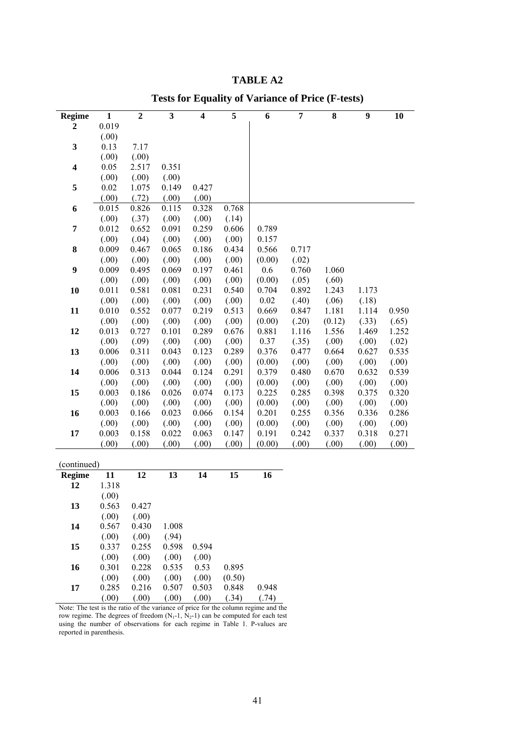# TABLE A2

## Tests for Equality of Variance of Price (F-tests)

| Regime | 1 | 2 | 3 | 4 | 5 | 6 | 7 | 8 | 9 | 10 |
|---|---|---|---|---|---|---|---|---|---|---|
| **2** | 0.019 | | | | | | | | | |
| | (.00) | | | | | | | | | |
| **3** | 0.13 | 7.17 | | | | | | | | |
| | (.00) | (.00) | | | | | | | | |
| **4** | 0.05 | 2.517 | 0.351 | | | | | | | |
| | (.00) | (.00) | (.00) | | | | | | | |
| **5** | 0.02 | 1.075 | 0.149 | 0.427 | | | | | | |
| | (.00) | (.72) | (.00) | (.00) | | | | | | |
| **6** | 0.015 | 0.826 | 0.115 | 0.328 | 0.768 | | | | | |
| | (.00) | (.37) | (.00) | (.00) | (.14) | | | | | |
| **7** | 0.012 | 0.652 | 0.091 | 0.259 | 0.606 | 0.789 | | | | |
| | (.00) | (.04) | (.00) | (.00) | (.00) | 0.157 | | | | |
| **8** | 0.009 | 0.467 | 0.065 | 0.186 | 0.434 | 0.566 | 0.717 | | | |
| | (.00) | (.00) | (.00) | (.00) | (.00) | (0.00) | (.02) | | | |
| **9** | 0.009 | 0.495 | 0.069 | 0.197 | 0.461 | 0.6 | 0.760 | 1.060 | | |
| | (.00) | (.00) | (.00) | (.00) | (.00) | (0.00) | (.05) | (.60) | | |
| **10** | 0.011 | 0.581 | 0.081 | 0.231 | 0.540 | 0.704 | 0.892 | 1.243 | 1.173 | |
| | (.00) | (.00) | (.00) | (.00) | (.00) | 0.02 | (.40) | (.06) | (.18) | |
| **11** | 0.010 | 0.552 | 0.077 | 0.219 | 0.513 | 0.669 | 0.847 | 1.181 | 1.114 | 0.950 |
| | (.00) | (.00) | (.00) | (.00) | (.00) | (0.00) | (.20) | (0.12) | (.33) | (.65) |
| **12** | 0.013 | 0.727 | 0.101 | 0.289 | 0.676 | 0.881 | 1.116 | 1.556 | 1.469 | 1.252 |
| | (.00) | (.09) | (.00) | (.00) | (.00) | 0.37 | (.35) | (.00) | (.00) | (.02) |
| **13** | 0.006 | 0.311 | 0.043 | 0.123 | 0.289 | 0.376 | 0.477 | 0.664 | 0.627 | 0.535 |
| | (.00) | (.00) | (.00) | (.00) | (.00) | (0.00) | (.00) | (.00) | (.00) | (.00) |
| **14** | 0.006 | 0.313 | 0.044 | 0.124 | 0.291 | 0.379 | 0.480 | 0.670 | 0.632 | 0.539 |
| | (.00) | (.00) | (.00) | (.00) | (.00) | (0.00) | (.00) | (.00) | (.00) | (.00) |
| **15** | 0.003 | 0.186 | 0.026 | 0.074 | 0.173 | 0.225 | 0.285 | 0.398 | 0.375 | 0.320 |
| | (.00) | (.00) | (.00) | (.00) | (.00) | (0.00) | (.00) | (.00) | (.00) | (.00) |
| **16** | 0.003 | 0.166 | 0.023 | 0.066 | 0.154 | 0.201 | 0.255 | 0.356 | 0.336 | 0.286 |
| | (.00) | (.00) | (.00) | (.00) | (.00) | (0.00) | (.00) | (.00) | (.00) | (.00) |
| **17** | 0.003 | 0.158 | 0.022 | 0.063 | 0.147 | 0.191 | 0.242 | 0.337 | 0.318 | 0.271 |
| | (.00) | (.00) | (.00) | (.00) | (.00) | (0.00) | (.00) | (.00) | (.00) | (.00) |

(continued)

| Regime | 11 | 12 | 13 | 14 | 15 | 16 |
|---|---|---|---|---|---|---|
| **12** | 1.318 | | | | | |
| | (.00) | | | | | |
| **13** | 0.563 | 0.427 | | | | |
| | (.00) | (.00) | | | | |
| **14** | 0.567 | 0.430 | 1.008 | | | |
| | (.00) | (.00) | (.94) | | | |
| **15** | 0.337 | 0.255 | 0.598 | 0.594 | | |
| | (.00) | (.00) | (.00) | (.00) | | |
| **16** | 0.301 | 0.228 | 0.535 | 0.53 | 0.895 | |
| | (.00) | (.00) | (.00) | (.00) | (0.50) | |
| **17** | 0.285 | 0.216 | 0.507 | 0.503 | 0.848 | 0.948 |
| | (.00) | (.00) | (.00) | (.00) | (.34) | (.74) |

Note: The test is the ratio of the variance of price for the column regime and the row regime. The degrees of freedom ($N_1$-1, $N_2$-1) can be computed for each test using the number of observations for each regime in Table 1. P-values are reported in parenthesis.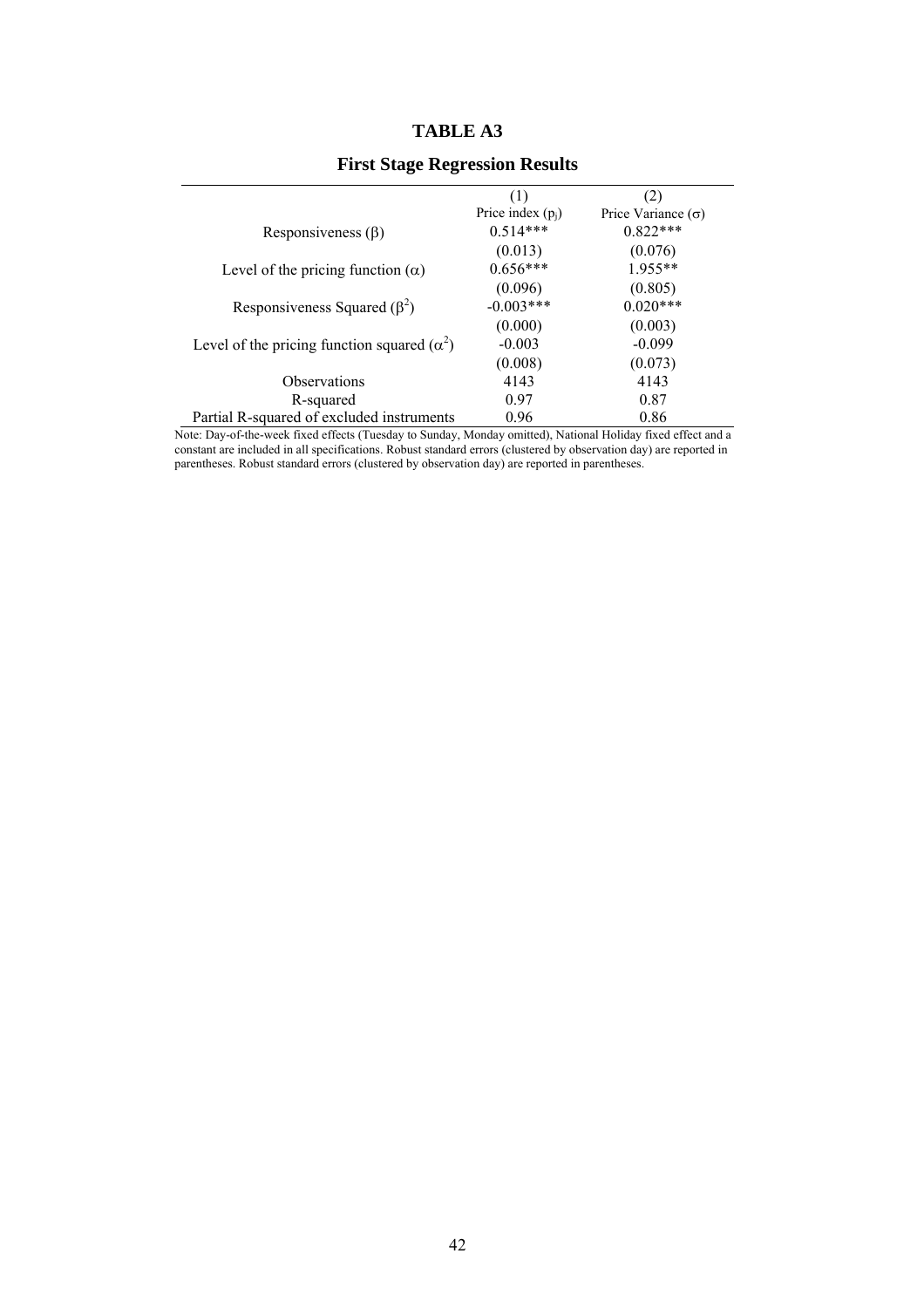# TABLE A3

## First Stage Regression Results

| | (1) Price index ($p_j$) | (2) Price Variance ($\sigma$) |
|---|---|---|
| Responsiveness ($\beta$) | 0.514*** | 0.822*** |
| | (0.013) | (0.076) |
| Level of the pricing function ($\alpha$) | 0.656*** | 1.955** |
| | (0.096) | (0.805) |
| Responsiveness Squared ($\beta^2$) | -0.003*** | 0.020*** |
| | (0.000) | (0.003) |
| Level of the pricing function squared ($\alpha^2$) | -0.003 | -0.099 |
| | (0.008) | (0.073) |
| Observations | 4143 | 4143 |
| R-squared | 0.97 | 0.87 |
| Partial R-squared of excluded instruments | 0.96 | 0.86 |

Note: Day-of-the-week fixed effects (Tuesday to Sunday, Monday omitted), National Holiday fixed effect and a constant are included in all specifications. Robust standard errors (clustered by observation day) are reported in parentheses. Robust standard errors (clustered by observation day) are reported in parentheses.